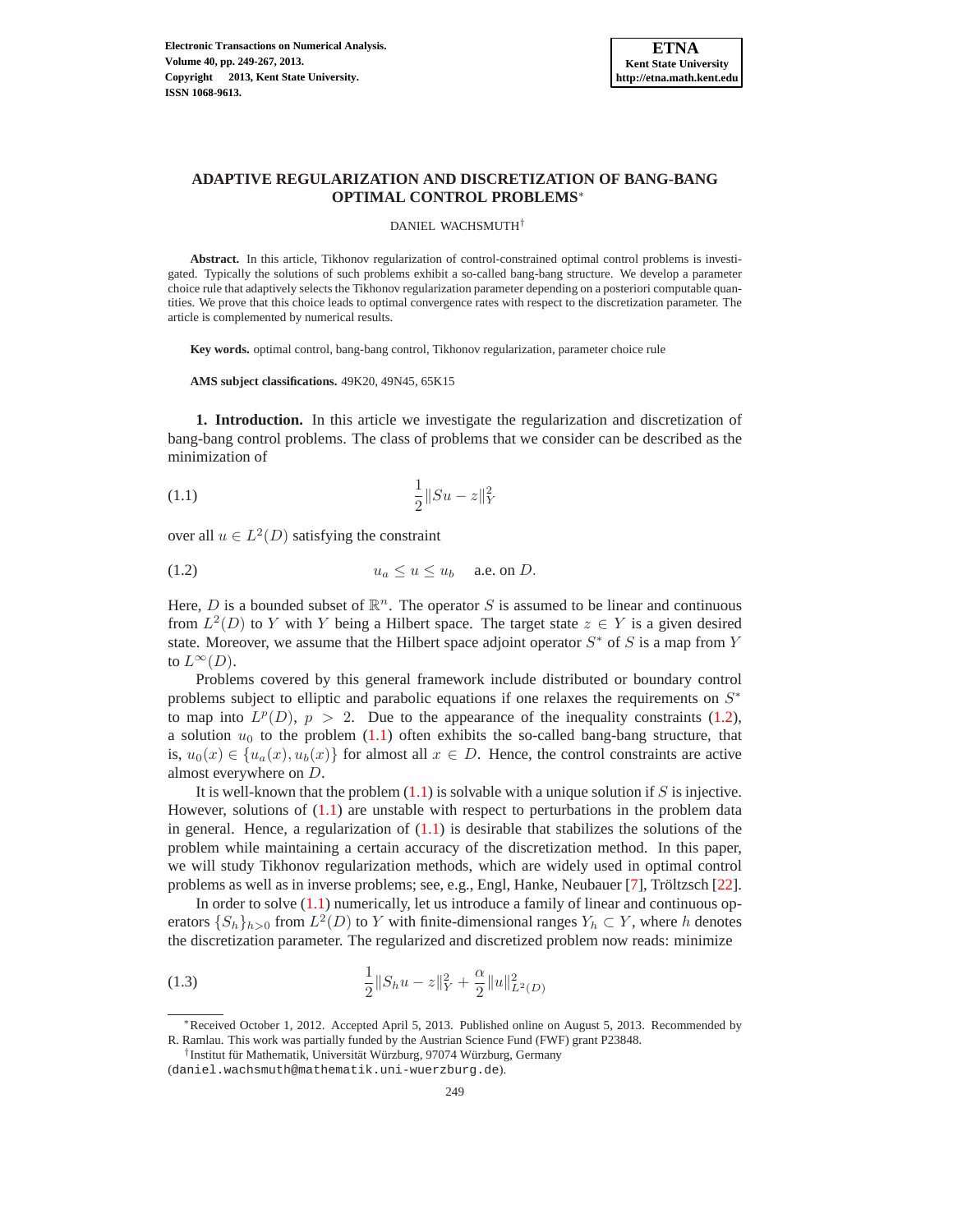# ADAPTIVE REGULARIZATION AND DISCRETIZATION OF BANG-BANG OPTIMAL CONTROL PROBLEMS*

DANIEL WACHSMUTH†

**Abstract.** In this article, Tikhonov regularization of control-constrained optimal control problems is investigated. Typically the solutions of such problems exhibit a so-called bang-bang structure. We develop a parameter choice rule that adaptively selects the Tikhonov regularization parameter depending on a posteriori computable quantities. We prove that this choice leads to optimal convergence rates with respect to the discretization parameter. The article is complemented by numerical results.

**Key words.** optimal control, bang-bang control, Tikhonov regularization, parameter choice rule

**AMS subject classifications.** 49K20, 49N45, 65K15

**1. Introduction.** In this article we investigate the regularization and discretization of bang-bang control problems. The class of problems that we consider can be described as the minimization of

$$\frac{1}{2}\|Su - z\|_Y^2 \tag{1.1}$$

over all $u \in L^2(D)$ satisfying the constraint

$$u_a \leq u \leq u_b \quad \text{a.e. on } D. \tag{1.2}$$

Here, $D$ is a bounded subset of $\mathbb{R}^n$. The operator $S$ is assumed to be linear and continuous from $L^2(D)$ to $Y$ with $Y$ being a Hilbert space. The target state $z \in Y$ is a given desired state. Moreover, we assume that the Hilbert space adjoint operator $S^*$ of $S$ is a map from $Y$ to $L^\infty(D)$.

Problems covered by this general framework include distributed or boundary control problems subject to elliptic and parabolic equations if one relaxes the requirements on $S^*$ to map into $L^p(D)$, $p > 2$. Due to the appearance of the inequality constraints (1.2), a solution $u_0$ to the problem (1.1) often exhibits the so-called bang-bang structure, that is, $u_0(x) \in \{u_a(x), u_b(x)\}$ for almost all $x \in D$. Hence, the control constraints are active almost everywhere on $D$.

It is well-known that the problem (1.1) is solvable with a unique solution if $S$ is injective. However, solutions of (1.1) are unstable with respect to perturbations in the problem data in general. Hence, a regularization of (1.1) is desirable that stabilizes the solutions of the problem while maintaining a certain accuracy of the discretization method. In this paper, we will study Tikhonov regularization methods, which are widely used in optimal control problems as well as in inverse problems; see, e.g., Engl, Hanke, Neubauer [7], Tröltzsch [22].

In order to solve (1.1) numerically, let us introduce a family of linear and continuous operators $\{S_h\}_{h>0}$ from $L^2(D)$ to $Y$ with finite-dimensional ranges $Y_h \subset Y$, where $h$ denotes the discretization parameter. The regularized and discretized problem now reads: minimize

$$\frac{1}{2}\|S_h u - z\|_Y^2 + \frac{\alpha}{2}\|u\|_{L^2(D)}^2 \tag{1.3}$$

---

*Received October 1, 2012. Accepted April 5, 2013. Published online on August 5, 2013. Recommended by R. Ramlau. This work was partially funded by the Austrian Science Fund (FWF) grant P23848.

†Institut für Mathematik, Universität Würzburg, 97074 Würzburg, Germany (daniel.wachsmuth@mathematik.uni-wuerzburg.de).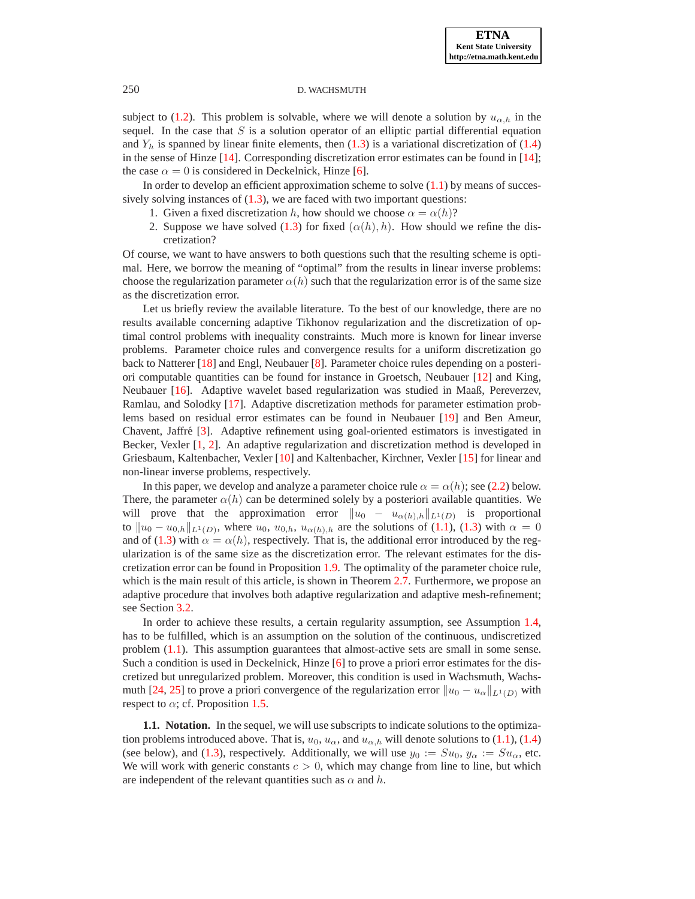subject to (1.2). This problem is solvable, where we will denote a solution by $u_{\alpha,h}$ in the sequel. In the case that $S$ is a solution operator of an elliptic partial differential equation and $Y_h$ is spanned by linear finite elements, then (1.3) is a variational discretization of (1.4) in the sense of Hinze [14]. Corresponding discretization error estimates can be found in [14]; the case $\alpha = 0$ is considered in Deckelnick, Hinze [6].

In order to develop an efficient approximation scheme to solve (1.1) by means of successively solving instances of (1.3), we are faced with two important questions:

1. Given a fixed discretization $h$, how should we choose $\alpha = \alpha(h)$?
2. Suppose we have solved (1.3) for fixed $(\alpha(h), h)$. How should we refine the discretization?

Of course, we want to have answers to both questions such that the resulting scheme is optimal. Here, we borrow the meaning of "optimal" from the results in linear inverse problems: choose the regularization parameter $\alpha(h)$ such that the regularization error is of the same size as the discretization error.

Let us briefly review the available literature. To the best of our knowledge, there are no results available concerning adaptive Tikhonov regularization and the discretization of optimal control problems with inequality constraints. Much more is known for linear inverse problems. Parameter choice rules and convergence results for a uniform discretization go back to Natterer [18] and Engl, Neubauer [8]. Parameter choice rules depending on a posteriori computable quantities can be found for instance in Groetsch, Neubauer [12] and King, Neubauer [16]. Adaptive wavelet based regularization was studied in Maaß, Pereverzev, Ramlau, and Solodky [17]. Adaptive discretization methods for parameter estimation problems based on residual error estimates can be found in Neubauer [19] and Ben Ameur, Chavent, Jaffré [3]. Adaptive refinement using goal-oriented estimators is investigated in Becker, Vexler [1, 2]. An adaptive regularization and discretization method is developed in Griesbaum, Kaltenbacher, Vexler [10] and Kaltenbacher, Kirchner, Vexler [15] for linear and non-linear inverse problems, respectively.

In this paper, we develop and analyze a parameter choice rule $\alpha = \alpha(h)$; see (2.2) below. There, the parameter $\alpha(h)$ can be determined solely by a posteriori available quantities. We will prove that the approximation error $\|u_0 - u_{\alpha(h),h}\|_{L^1(D)}$ is proportional to $\|u_0 - u_{0,h}\|_{L^1(D)}$, where $u_0$, $u_{0,h}$, $u_{\alpha(h),h}$ are the solutions of (1.1), (1.3) with $\alpha = 0$ and of (1.3) with $\alpha = \alpha(h)$, respectively. That is, the additional error introduced by the regularization is of the same size as the discretization error. The relevant estimates for the discretization error can be found in Proposition 1.9. The optimality of the parameter choice rule, which is the main result of this article, is shown in Theorem 2.7. Furthermore, we propose an adaptive procedure that involves both adaptive regularization and adaptive mesh-refinement; see Section 3.2.

In order to achieve these results, a certain regularity assumption, see Assumption 1.4, has to be fulfilled, which is an assumption on the solution of the continuous, undiscretized problem (1.1). This assumption guarantees that almost-active sets are small in some sense. Such a condition is used in Deckelnick, Hinze [6] to prove a priori error estimates for the discretized but unregularized problem. Moreover, this condition is used in Wachsmuth, Wachsmuth [24, 25] to prove a priori convergence of the regularization error $\|u_0 - u_\alpha\|_{L^1(D)}$ with respect to $\alpha$; cf. Proposition 1.5.

**1.1. Notation.** In the sequel, we will use subscripts to indicate solutions to the optimization problems introduced above. That is, $u_0$, $u_\alpha$, and $u_{\alpha,h}$ will denote solutions to (1.1), (1.4) (see below), and (1.3), respectively. Additionally, we will use $y_0 := Su_0$, $y_\alpha := Su_\alpha$, etc. We will work with generic constants $c > 0$, which may change from line to line, but which are independent of the relevant quantities such as $\alpha$ and $h$.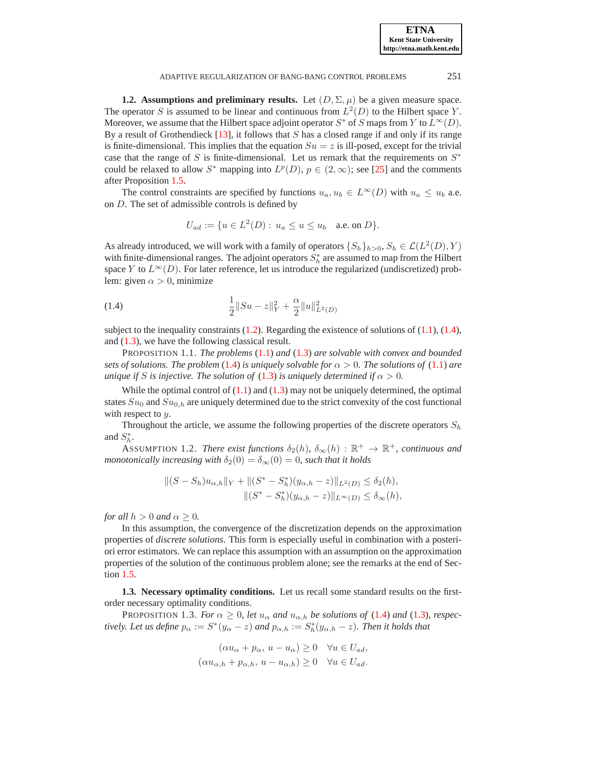### 1.2. Assumptions and preliminary results.

Let $(D, \Sigma, \mu)$ be a given measure space. The operator $S$ is assumed to be linear and continuous from $L^2(D)$ to the Hilbert space $Y$. Moreover, we assume that the Hilbert space adjoint operator $S^*$ of $S$ maps from $Y$ to $L^\infty(D)$. By a result of Grothendieck [13], it follows that $S$ has a closed range if and only if its range is finite-dimensional. This implies that the equation $Su = z$ is ill-posed, except for the trivial case that the range of $S$ is finite-dimensional. Let us remark that the requirements on $S^*$ could be relaxed to allow $S^*$ mapping into $L^p(D)$, $p \in (2, \infty)$; see [25] and the comments after Proposition 1.5.

The control constraints are specified by functions $u_a, u_b \in L^\infty(D)$ with $u_a \leq u_b$ a.e. on $D$. The set of admissible controls is defined by

$$U_{ad} := \{u \in L^2(D) : \; u_a \leq u \leq u_b \quad \text{a.e. on } D\}.$$

As already introduced, we will work with a family of operators $\{S_h\}_{h>0}$, $S_h \in \mathcal{L}(L^2(D), Y)$ with finite-dimensional ranges. The adjoint operators $S_h^*$ are assumed to map from the Hilbert space $Y$ to $L^\infty(D)$. For later reference, let us introduce the regularized (undiscretized) problem: given $\alpha > 0$, minimize

$$\frac{1}{2}\|Su - z\|_Y^2 + \frac{\alpha}{2}\|u\|_{L^2(D)}^2 \tag{1.4}$$

subject to the inequality constraints (1.2). Regarding the existence of solutions of (1.1), (1.4), and (1.3), we have the following classical result.

PROPOSITION 1.1. *The problems* (1.1) *and* (1.3) *are solvable with convex and bounded sets of solutions. The problem* (1.4) *is uniquely solvable for* $\alpha > 0$. *The solutions of* (1.1) *are unique if* $S$ *is injective. The solution of* (1.3) *is uniquely determined if* $\alpha > 0$.

While the optimal control of (1.1) and (1.3) may not be uniquely determined, the optimal states $Su_0$ and $Su_{0,h}$ are uniquely determined due to the strict convexity of the cost functional with respect to $y$.

Throughout the article, we assume the following properties of the discrete operators $S_h$ and $S_h^*$.

ASSUMPTION 1.2. *There exist functions* $\delta_2(h)$, $\delta_\infty(h) : \mathbb{R}^+ \to \mathbb{R}^+$, *continuous and monotonically increasing with* $\delta_2(0) = \delta_\infty(0) = 0$, *such that it holds*

$$\|(S - S_h)u_{\alpha,h}\|_Y + \|(S^* - S_h^*)(y_{\alpha,h} - z)\|_{L^2(D)} \leq \delta_2(h),$$
$$\|(S^* - S_h^*)(y_{\alpha,h} - z)\|_{L^\infty(D)} \leq \delta_\infty(h),$$

*for all* $h > 0$ *and* $\alpha \geq 0$.

In this assumption, the convergence of the discretization depends on the approximation properties of *discrete solutions*. This form is especially useful in combination with a posteriori error estimators. We can replace this assumption with an assumption on the approximation properties of the solution of the continuous problem alone; see the remarks at the end of Section 1.5.

### 1.3. Necessary optimality conditions.

Let us recall some standard results on the first-order necessary optimality conditions.

PROPOSITION 1.3. *For* $\alpha \geq 0$, *let* $u_\alpha$ *and* $u_{\alpha,h}$ *be solutions of* (1.4) *and* (1.3), *respectively. Let us define* $p_\alpha := S^*(y_\alpha - z)$ *and* $p_{\alpha,h} := S_h^*(y_{\alpha,h} - z)$. *Then it holds that*

$$(\alpha u_\alpha + p_\alpha, \, u - u_\alpha) \geq 0 \quad \forall u \in U_{ad},$$
$$(\alpha u_{\alpha,h} + p_{\alpha,h}, \, u - u_{\alpha,h}) \geq 0 \quad \forall u \in U_{ad}.$$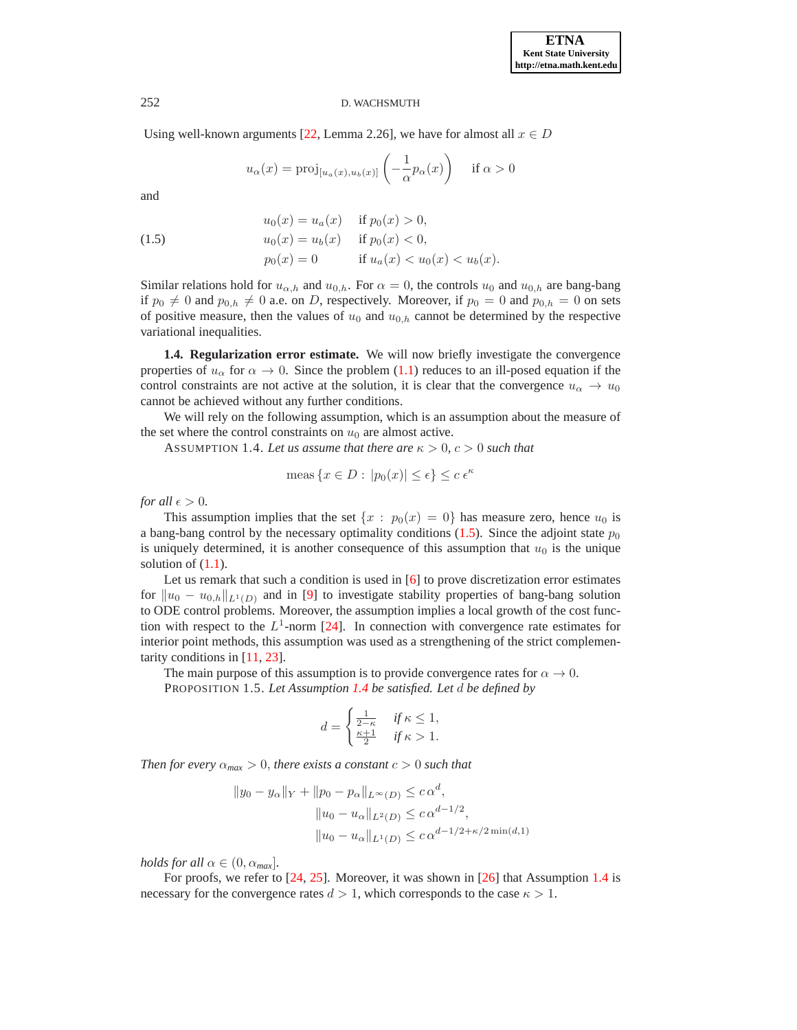Using well-known arguments [22, Lemma 2.26], we have for almost all $x \in D$

$$u_\alpha(x) = \operatorname{proj}_{[u_a(x),u_b(x)]}\left(-\frac{1}{\alpha}p_\alpha(x)\right) \quad \text{if } \alpha > 0$$

and

$$\begin{aligned} &u_0(x) = u_a(x) && \text{if } p_0(x) > 0, \\ &u_0(x) = u_b(x) && \text{if } p_0(x) < 0, \\ &p_0(x) = 0 && \text{if } u_a(x) < u_0(x) < u_b(x). \end{aligned} \tag{1.5}$$

Similar relations hold for $u_{\alpha,h}$ and $u_{0,h}$. For $\alpha = 0$, the controls $u_0$ and $u_{0,h}$ are bang-bang if $p_0 \neq 0$ and $p_{0,h} \neq 0$ a.e. on $D$, respectively. Moreover, if $p_0 = 0$ and $p_{0,h} = 0$ on sets of positive measure, then the values of $u_0$ and $u_{0,h}$ cannot be determined by the respective variational inequalities.

**1.4. Regularization error estimate.** We will now briefly investigate the convergence properties of $u_\alpha$ for $\alpha \to 0$. Since the problem (1.1) reduces to an ill-posed equation if the control constraints are not active at the solution, it is clear that the convergence $u_\alpha \to u_0$ cannot be achieved without any further conditions.

We will rely on the following assumption, which is an assumption about the measure of the set where the control constraints on $u_0$ are almost active.

ASSUMPTION 1.4. *Let us assume that there are $\kappa > 0$, $c > 0$ such that*

$$\operatorname{meas}\{x \in D : |p_0(x)| \le \epsilon\} \le c\,\epsilon^\kappa$$

*for all $\epsilon > 0$.*

This assumption implies that the set $\{x : p_0(x) = 0\}$ has measure zero, hence $u_0$ is a bang-bang control by the necessary optimality conditions (1.5). Since the adjoint state $p_0$ is uniquely determined, it is another consequence of this assumption that $u_0$ is the unique solution of (1.1).

Let us remark that such a condition is used in [6] to prove discretization error estimates for $\|u_0 - u_{0,h}\|_{L^1(D)}$ and in [9] to investigate stability properties of bang-bang solution to ODE control problems. Moreover, the assumption implies a local growth of the cost function with respect to the $L^1$-norm [24]. In connection with convergence rate estimates for interior point methods, this assumption was used as a strengthening of the strict complementarity conditions in [11, 23].

The main purpose of this assumption is to provide convergence rates for $\alpha \to 0$.

PROPOSITION 1.5. *Let Assumption 1.4 be satisfied. Let $d$ be defined by*

$$d = \begin{cases} \frac{1}{2-\kappa} & \text{if } \kappa \le 1, \\ \frac{\kappa+1}{2} & \text{if } \kappa > 1. \end{cases}$$

*Then for every $\alpha_{max} > 0$, there exists a constant $c > 0$ such that*

$$\begin{aligned} \|y_0 - y_\alpha\|_Y + \|p_0 - p_\alpha\|_{L^\infty(D)} &\le c\,\alpha^d, \\ \|u_0 - u_\alpha\|_{L^2(D)} &\le c\,\alpha^{d-1/2}, \\ \|u_0 - u_\alpha\|_{L^1(D)} &\le c\,\alpha^{d-1/2+\kappa/2\min(d,1)} \end{aligned}$$

*holds for all $\alpha \in (0, \alpha_{max}]$.*

For proofs, we refer to [24, 25]. Moreover, it was shown in [26] that Assumption 1.4 is necessary for the convergence rates $d > 1$, which corresponds to the case $\kappa > 1$.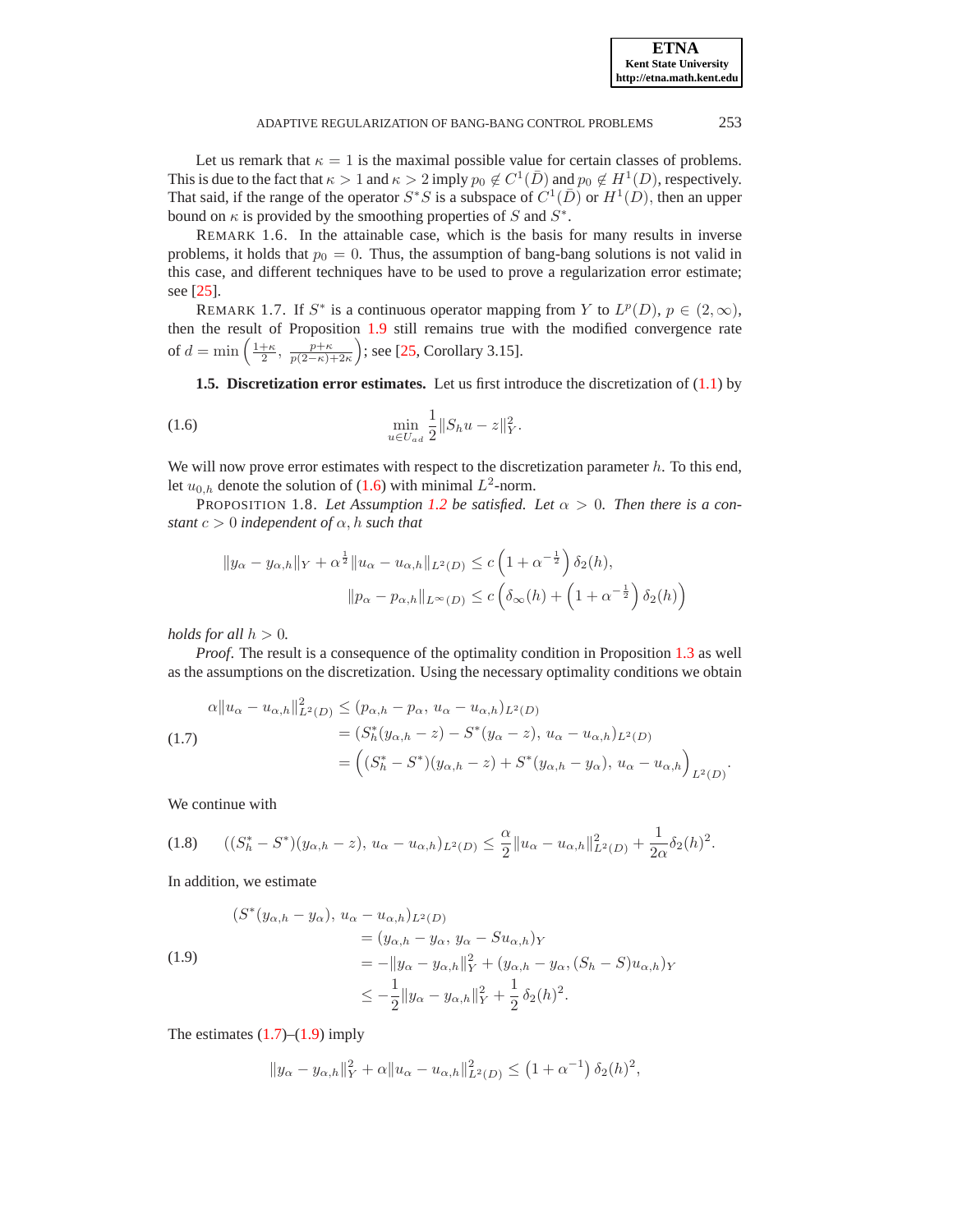Let us remark that $\kappa = 1$ is the maximal possible value for certain classes of problems. This is due to the fact that $\kappa > 1$ and $\kappa > 2$ imply $p_0 \notin C^1(\bar{D})$ and $p_0 \notin H^1(D)$, respectively. That said, if the range of the operator $S^*S$ is a subspace of $C^1(\bar{D})$ or $H^1(D)$, then an upper bound on $\kappa$ is provided by the smoothing properties of $S$ and $S^*$.

REMARK 1.6. In the attainable case, which is the basis for many results in inverse problems, it holds that $p_0 = 0$. Thus, the assumption of bang-bang solutions is not valid in this case, and different techniques have to be used to prove a regularization error estimate; see [25].

REMARK 1.7. If $S^*$ is a continuous operator mapping from $Y$ to $L^p(D)$, $p \in (2, \infty)$, then the result of Proposition 1.9 still remains true with the modified convergence rate of $d = \min\left(\frac{1+\kappa}{2}, \frac{p+\kappa}{p(2-\kappa)+2\kappa}\right)$; see [25, Corollary 3.15].

**1.5. Discretization error estimates.** Let us first introduce the discretization of (1.1) by

$$\min_{u \in U_{ad}} \frac{1}{2}\|S_h u - z\|_Y^2. \tag{1.6}$$

We will now prove error estimates with respect to the discretization parameter $h$. To this end, let $u_{0,h}$ denote the solution of (1.6) with minimal $L^2$-norm.

PROPOSITION 1.8. *Let Assumption 1.2 be satisfied. Let $\alpha > 0$. Then there is a constant $c > 0$ independent of $\alpha, h$ such that*

$$\|y_\alpha - y_{\alpha,h}\|_Y + \alpha^{\frac{1}{2}}\|u_\alpha - u_{\alpha,h}\|_{L^2(D)} \le c\left(1 + \alpha^{-\frac{1}{2}}\right)\delta_2(h),$$
$$\|p_\alpha - p_{\alpha,h}\|_{L^\infty(D)} \le c\left(\delta_\infty(h) + \left(1 + \alpha^{-\frac{1}{2}}\right)\delta_2(h)\right)$$

*holds for all $h > 0$.*

*Proof*. The result is a consequence of the optimality condition in Proposition 1.3 as well as the assumptions on the discretization. Using the necessary optimality conditions we obtain

$$\begin{aligned}
\alpha\|u_\alpha - u_{\alpha,h}\|_{L^2(D)}^2 &\le (p_{\alpha,h} - p_\alpha,\, u_\alpha - u_{\alpha,h})_{L^2(D)} \\
&= (S_h^*(y_{\alpha,h} - z) - S^*(y_\alpha - z),\, u_\alpha - u_{\alpha,h})_{L^2(D)} \\
&= \Big((S_h^* - S^*)(y_{\alpha,h} - z) + S^*(y_{\alpha,h} - y_\alpha),\, u_\alpha - u_{\alpha,h}\Big)_{L^2(D)}.
\end{aligned} \tag{1.7}$$

We continue with

$$((S_h^* - S^*)(y_{\alpha,h} - z),\, u_\alpha - u_{\alpha,h})_{L^2(D)} \le \frac{\alpha}{2}\|u_\alpha - u_{\alpha,h}\|_{L^2(D)}^2 + \frac{1}{2\alpha}\delta_2(h)^2. \tag{1.8}$$

In addition, we estimate

$$\begin{aligned}
&(S^*(y_{\alpha,h} - y_\alpha),\, u_\alpha - u_{\alpha,h})_{L^2(D)} \\
&\qquad = (y_{\alpha,h} - y_\alpha,\, y_\alpha - Su_{\alpha,h})_Y \\
&\qquad = -\|y_\alpha - y_{\alpha,h}\|_Y^2 + (y_{\alpha,h} - y_\alpha, (S_h - S)u_{\alpha,h})_Y \\
&\qquad \le -\frac{1}{2}\|y_\alpha - y_{\alpha,h}\|_Y^2 + \frac{1}{2}\,\delta_2(h)^2.
\end{aligned} \tag{1.9}$$

The estimates (1.7)–(1.9) imply

$$\|y_\alpha - y_{\alpha,h}\|_Y^2 + \alpha\|u_\alpha - u_{\alpha,h}\|_{L^2(D)}^2 \le \left(1 + \alpha^{-1}\right)\delta_2(h)^2,$$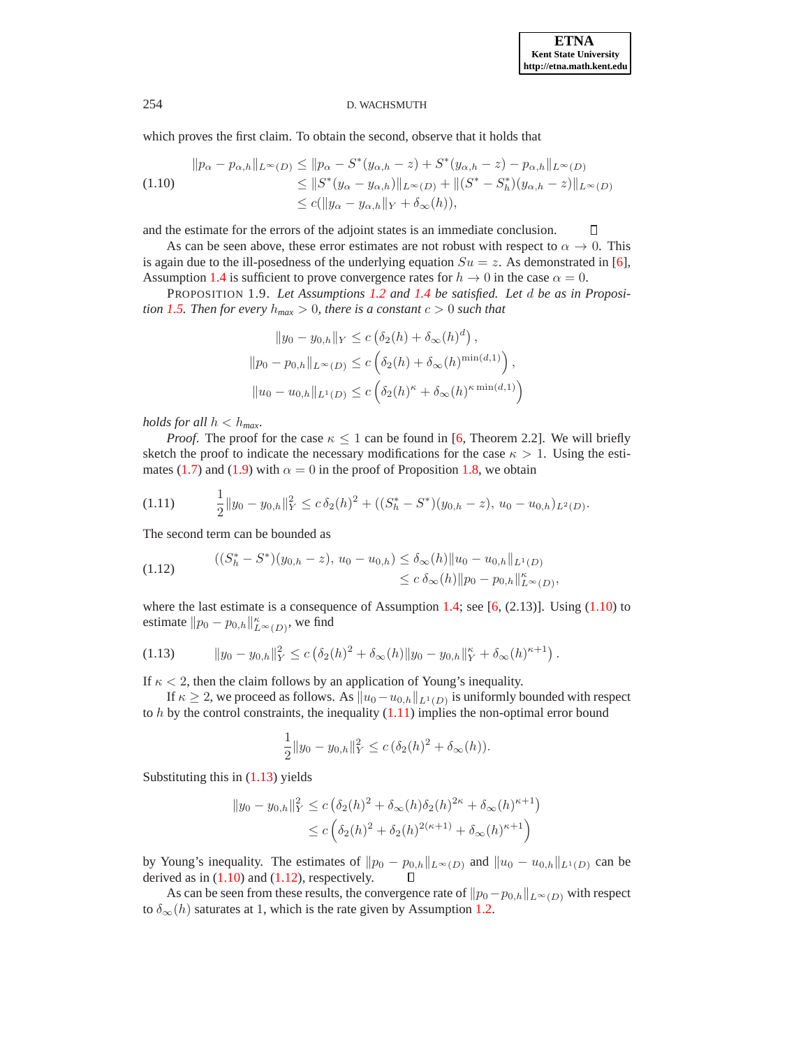which proves the first claim. To obtain the second, observe that it holds that

$$
\begin{aligned}
\|p_\alpha - p_{\alpha,h}\|_{L^\infty(D)} &\le \|p_\alpha - S^*(y_{\alpha,h}-z) + S^*(y_{\alpha,h}-z) - p_{\alpha,h}\|_{L^\infty(D)} \\
&\le \|S^*(y_\alpha - y_{\alpha,h})\|_{L^\infty(D)} + \|(S^* - S_h^*)(y_{\alpha,h}-z)\|_{L^\infty(D)} \\
&\le c(\|y_\alpha - y_{\alpha,h}\|_Y + \delta_\infty(h)),
\end{aligned}
\tag{1.10}
$$

and the estimate for the errors of the adjoint states is an immediate conclusion. ∎

As can be seen above, these error estimates are not robust with respect to $\alpha \to 0$. This is again due to the ill-posedness of the underlying equation $Su = z$. As demonstrated in [6], Assumption 1.4 is sufficient to prove convergence rates for $h \to 0$ in the case $\alpha = 0$.

PROPOSITION 1.9. *Let Assumptions 1.2 and 1.4 be satisfied. Let $d$ be as in Proposition 1.5. Then for every $h_{max} > 0$, there is a constant $c > 0$ such that*

$$
\begin{aligned}
\|y_0 - y_{0,h}\|_Y &\le c\left(\delta_2(h) + \delta_\infty(h)^d\right), \\
\|p_0 - p_{0,h}\|_{L^\infty(D)} &\le c\left(\delta_2(h) + \delta_\infty(h)^{\min(d,1)}\right), \\
\|u_0 - u_{0,h}\|_{L^1(D)} &\le c\left(\delta_2(h)^\kappa + \delta_\infty(h)^{\kappa \min(d,1)}\right)
\end{aligned}
$$

*holds for all $h < h_{max}$.*

*Proof.* The proof for the case $\kappa \le 1$ can be found in [6, Theorem 2.2]. We will briefly sketch the proof to indicate the necessary modifications for the case $\kappa > 1$. Using the estimates (1.7) and (1.9) with $\alpha = 0$ in the proof of Proposition 1.8, we obtain

$$
\frac{1}{2}\|y_0 - y_{0,h}\|_Y^2 \le c\,\delta_2(h)^2 + ((S_h^* - S^*)(y_{0,h} - z),\, u_0 - u_{0,h})_{L^2(D)}. \tag{1.11}
$$

The second term can be bounded as

$$
\begin{aligned}
((S_h^* - S^*)(y_{0,h} - z),\, u_0 - u_{0,h}) &\le \delta_\infty(h)\|u_0 - u_{0,h}\|_{L^1(D)} \\
&\le c\,\delta_\infty(h)\|p_0 - p_{0,h}\|_{L^\infty(D)}^\kappa,
\end{aligned}
\tag{1.12}
$$

where the last estimate is a consequence of Assumption 1.4; see [6, (2.13)]. Using (1.10) to estimate $\|p_0 - p_{0,h}\|_{L^\infty(D)}^\kappa$, we find

$$
\|y_0 - y_{0,h}\|_Y^2 \le c\left(\delta_2(h)^2 + \delta_\infty(h)\|y_0 - y_{0,h}\|_Y^\kappa + \delta_\infty(h)^{\kappa+1}\right). \tag{1.13}
$$

If $\kappa < 2$, then the claim follows by an application of Young's inequality.

If $\kappa \ge 2$, we proceed as follows. As $\|u_0 - u_{0,h}\|_{L^1(D)}$ is uniformly bounded with respect to $h$ by the control constraints, the inequality (1.11) implies the non-optimal error bound

$$
\frac{1}{2}\|y_0 - y_{0,h}\|_Y^2 \le c\,(\delta_2(h)^2 + \delta_\infty(h)).
$$

Substituting this in (1.13) yields

$$
\begin{aligned}
\|y_0 - y_{0,h}\|_Y^2 &\le c\left(\delta_2(h)^2 + \delta_\infty(h)\delta_2(h)^{2\kappa} + \delta_\infty(h)^{\kappa+1}\right) \\
&\le c\left(\delta_2(h)^2 + \delta_2(h)^{2(\kappa+1)} + \delta_\infty(h)^{\kappa+1}\right)
\end{aligned}
$$

by Young's inequality. The estimates of $\|p_0 - p_{0,h}\|_{L^\infty(D)}$ and $\|u_0 - u_{0,h}\|_{L^1(D)}$ can be derived as in (1.10) and (1.12), respectively. ∎

As can be seen from these results, the convergence rate of $\|p_0 - p_{0,h}\|_{L^\infty(D)}$ with respect to $\delta_\infty(h)$ saturates at 1, which is the rate given by Assumption 1.2.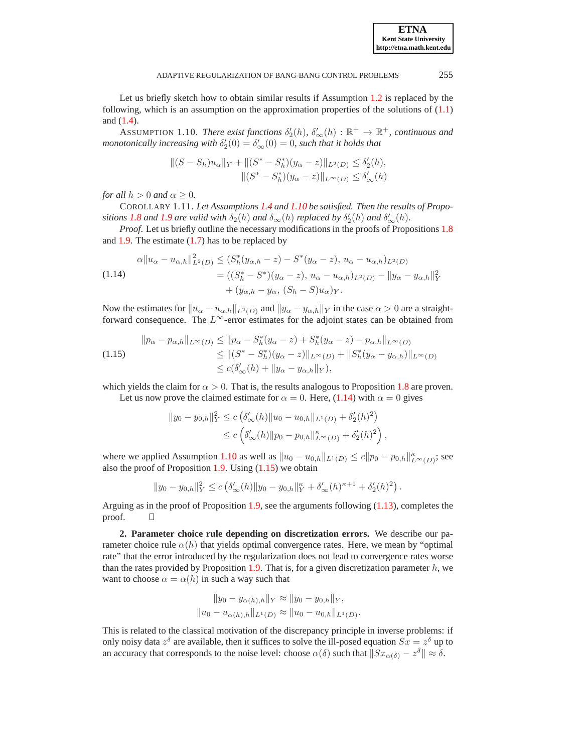Let us briefly sketch how to obtain similar results if Assumption 1.2 is replaced by the following, which is an assumption on the approximation properties of the solutions of (1.1) and (1.4).

ASSUMPTION 1.10. *There exist functions $\delta_2'(h)$, $\delta_\infty'(h) : \mathbb{R}^+ \to \mathbb{R}^+$, continuous and monotonically increasing with $\delta_2'(0) = \delta_\infty'(0) = 0$, such that it holds that*

$$
\begin{aligned}
\|(S - S_h)u_\alpha\|_Y + \|(S^* - S_h^*)(y_\alpha - z)\|_{L^2(D)} &\le \delta_2'(h), \\
\|(S^* - S_h^*)(y_\alpha - z)\|_{L^\infty(D)} &\le \delta_\infty'(h)
\end{aligned}
$$

*for all $h > 0$ and $\alpha \ge 0$.*

COROLLARY 1.11. *Let Assumptions 1.4 and 1.10 be satisfied. Then the results of Propositions 1.8 and 1.9 are valid with $\delta_2(h)$ and $\delta_\infty(h)$ replaced by $\delta_2'(h)$ and $\delta_\infty'(h)$.*

*Proof.* Let us briefly outline the necessary modifications in the proofs of Propositions 1.8 and 1.9. The estimate (1.7) has to be replaced by

$$
\begin{aligned}
\alpha\|u_\alpha - u_{\alpha,h}\|_{L^2(D)}^2 &\le (S_h^*(y_{\alpha,h} - z) - S^*(y_\alpha - z),\, u_\alpha - u_{\alpha,h})_{L^2(D)} \\
&= ((S_h^* - S^*)(y_\alpha - z),\, u_\alpha - u_{\alpha,h})_{L^2(D)} - \|y_\alpha - y_{\alpha,h}\|_Y^2 \\
&\quad + (y_{\alpha,h} - y_\alpha,\, (S_h - S)u_\alpha)_Y.
\end{aligned}
\tag{1.14}
$$

Now the estimates for $\|u_\alpha - u_{\alpha,h}\|_{L^2(D)}$ and $\|y_\alpha - y_{\alpha,h}\|_Y$ in the case $\alpha > 0$ are a straightforward consequence. The $L^\infty$-error estimates for the adjoint states can be obtained from

$$
\begin{aligned}
\|p_\alpha - p_{\alpha,h}\|_{L^\infty(D)} &\le \|p_\alpha - S_h^*(y_\alpha - z) + S_h^*(y_\alpha - z) - p_{\alpha,h}\|_{L^\infty(D)} \\
&\le \|(S^* - S_h^*)(y_\alpha - z)\|_{L^\infty(D)} + \|S_h^*(y_\alpha - y_{\alpha,h})\|_{L^\infty(D)} \\
&\le c(\delta_\infty'(h) + \|y_\alpha - y_{\alpha,h}\|_Y),
\end{aligned}
\tag{1.15}
$$

which yields the claim for $\alpha > 0$. That is, the results analogous to Proposition 1.8 are proven.

Let us now prove the claimed estimate for $\alpha = 0$. Here, (1.14) with $\alpha = 0$ gives

$$
\begin{aligned}
\|y_0 - y_{0,h}\|_Y^2 &\le c\left(\delta_\infty'(h)\|u_0 - u_{0,h}\|_{L^1(D)} + \delta_2'(h)^2\right) \\
&\le c\left(\delta_\infty'(h)\|p_0 - p_{0,h}\|_{L^\infty(D)}^\kappa + \delta_2'(h)^2\right),
\end{aligned}
$$

where we applied Assumption 1.10 as well as $\|u_0 - u_{0,h}\|_{L^1(D)} \le c\|p_0 - p_{0,h}\|_{L^\infty(D)}^\kappa$; see also the proof of Proposition 1.9. Using (1.15) we obtain

$$
\|y_0 - y_{0,h}\|_Y^2 \le c\left(\delta_\infty'(h)\|y_0 - y_{0,h}\|_Y^\kappa + \delta_\infty'(h)^{\kappa+1} + \delta_2'(h)^2\right).
$$

Arguing as in the proof of Proposition 1.9, see the arguments following (1.13), completes the proof. ∎

**2. Parameter choice rule depending on discretization errors.** We describe our parameter choice rule $\alpha(h)$ that yields optimal convergence rates. Here, we mean by "optimal rate" that the error introduced by the regularization does not lead to convergence rates worse than the rates provided by Proposition 1.9. That is, for a given discretization parameter $h$, we want to choose $\alpha = \alpha(h)$ in such a way such that

$$
\begin{aligned}
\|y_0 - y_{\alpha(h),h}\|_Y &\approx \|y_0 - y_{0,h}\|_Y, \\
\|u_0 - u_{\alpha(h),h}\|_{L^1(D)} &\approx \|u_0 - u_{0,h}\|_{L^1(D)}.
\end{aligned}
$$

This is related to the classical motivation of the discrepancy principle in inverse problems: if only noisy data $z^\delta$ are available, then it suffices to solve the ill-posed equation $Sx = z^\delta$ up to an accuracy that corresponds to the noise level: choose $\alpha(\delta)$ such that $\|Sx_{\alpha(\delta)} - z^\delta\| \approx \delta$.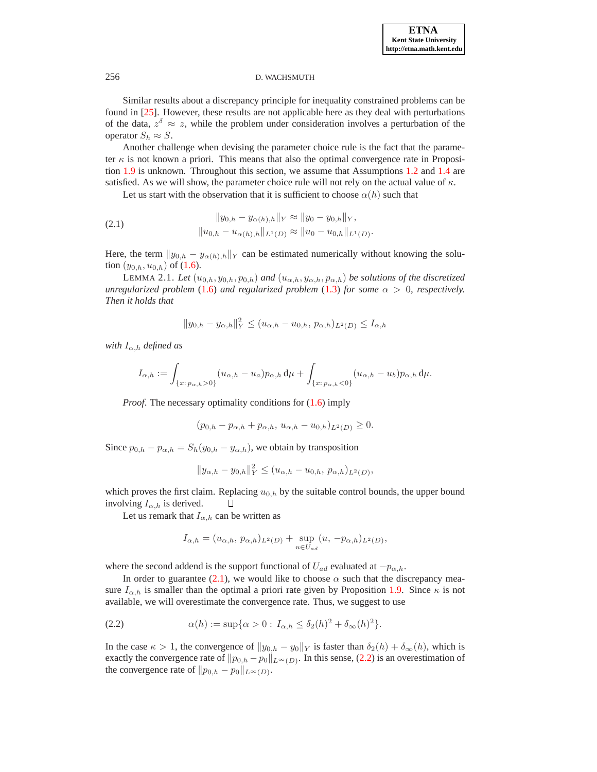Similar results about a discrepancy principle for inequality constrained problems can be found in [25]. However, these results are not applicable here as they deal with perturbations of the data, $z^\delta \approx z$, while the problem under consideration involves a perturbation of the operator $S_h \approx S$.

Another challenge when devising the parameter choice rule is the fact that the parameter $\kappa$ is not known a priori. This means that also the optimal convergence rate in Proposition 1.9 is unknown. Throughout this section, we assume that Assumptions 1.2 and 1.4 are satisfied. As we will show, the parameter choice rule will not rely on the actual value of $\kappa$.

Let us start with the observation that it is sufficient to choose $\alpha(h)$ such that

$$
\begin{aligned}
\|y_{0,h} - y_{\alpha(h),h}\|_Y &\approx \|y_0 - y_{0,h}\|_Y, \\
\|u_{0,h} - u_{\alpha(h),h}\|_{L^1(D)} &\approx \|u_0 - u_{0,h}\|_{L^1(D)}.
\end{aligned}
\tag{2.1}
$$

Here, the term $\|y_{0,h} - y_{\alpha(h),h}\|_Y$ can be estimated numerically without knowing the solution $(y_{0,h}, u_{0,h})$ of (1.6).

LEMMA 2.1. *Let $(u_{0,h}, y_{0,h}, p_{0,h})$ and $(u_{\alpha,h}, y_{\alpha,h}, p_{\alpha,h})$ be solutions of the discretized unregularized problem (1.6) and regularized problem (1.3) for some $\alpha > 0$, respectively. Then it holds that*

$$
\|y_{0,h} - y_{\alpha,h}\|_Y^2 \le (u_{\alpha,h} - u_{0,h},\, p_{\alpha,h})_{L^2(D)} \le I_{\alpha,h}
$$

*with $I_{\alpha,h}$ defined as*

$$
I_{\alpha,h} := \int_{\{x:\, p_{\alpha,h} > 0\}} (u_{\alpha,h} - u_a) p_{\alpha,h}\, \mathrm{d}\mu + \int_{\{x:\, p_{\alpha,h} < 0\}} (u_{\alpha,h} - u_b) p_{\alpha,h}\, \mathrm{d}\mu.
$$

*Proof.* The necessary optimality conditions for (1.6) imply

$$
(p_{0,h} - p_{\alpha,h} + p_{\alpha,h},\, u_{\alpha,h} - u_{0,h})_{L^2(D)} \ge 0.
$$

Since $p_{0,h} - p_{\alpha,h} = S_h(y_{0,h} - y_{\alpha,h})$, we obtain by transposition

$$
\|y_{\alpha,h} - y_{0,h}\|_Y^2 \le (u_{\alpha,h} - u_{0,h},\, p_{\alpha,h})_{L^2(D)},
$$

which proves the first claim. Replacing $u_{0,h}$ by the suitable control bounds, the upper bound involving $I_{\alpha,h}$ is derived. ∎

Let us remark that $I_{\alpha,h}$ can be written as

$$
I_{\alpha,h} = (u_{\alpha,h},\, p_{\alpha,h})_{L^2(D)} + \sup_{u \in U_{ad}} (u,\, -p_{\alpha,h})_{L^2(D)},
$$

where the second addend is the support functional of $U_{ad}$ evaluated at $-p_{\alpha,h}$.

In order to guarantee (2.1), we would like to choose $\alpha$ such that the discrepancy measure $I_{\alpha,h}$ is smaller than the optimal a priori rate given by Proposition 1.9. Since $\kappa$ is not available, we will overestimate the convergence rate. Thus, we suggest to use

$$
\alpha(h) := \sup\{\alpha > 0 :\, I_{\alpha,h} \le \delta_2(h)^2 + \delta_\infty(h)^2\}.
\tag{2.2}
$$

In the case $\kappa > 1$, the convergence of $\|y_{0,h} - y_0\|_Y$ is faster than $\delta_2(h) + \delta_\infty(h)$, which is exactly the convergence rate of $\|p_{0,h} - p_0\|_{L^\infty(D)}$. In this sense, (2.2) is an overestimation of the convergence rate of $\|p_{0,h} - p_0\|_{L^\infty(D)}$.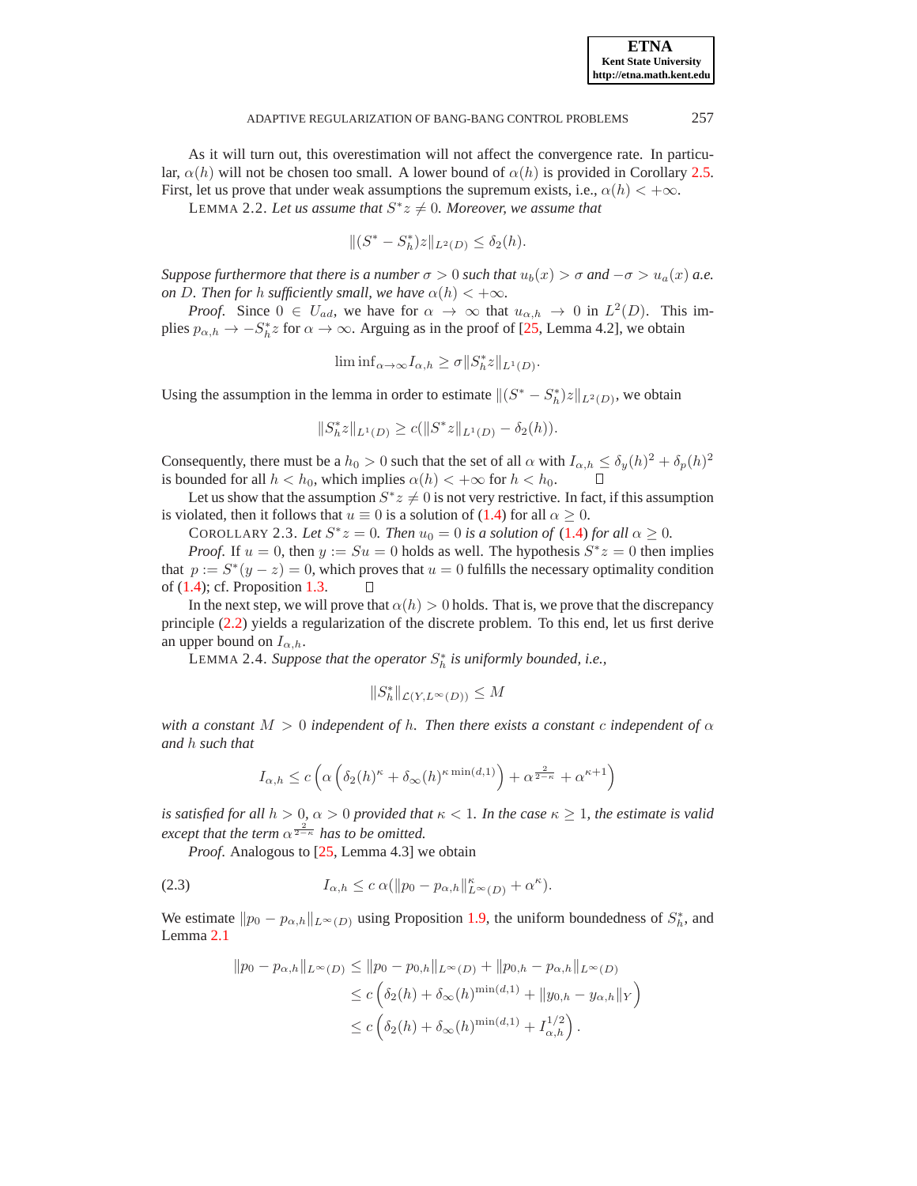As it will turn out, this overestimation will not affect the convergence rate. In particular, $\alpha(h)$ will not be chosen too small. A lower bound of $\alpha(h)$ is provided in Corollary 2.5. First, let us prove that under weak assumptions the supremum exists, i.e., $\alpha(h) < +\infty$.

LEMMA 2.2. *Let us assume that $S^* z \neq 0$. Moreover, we assume that*

$$\|(S^* - S_h^*)z\|_{L^2(D)} \leq \delta_2(h).$$

*Suppose furthermore that there is a number $\sigma > 0$ such that $u_b(x) > \sigma$ and $-\sigma > u_a(x)$ a.e. on $D$. Then for $h$ sufficiently small, we have $\alpha(h) < +\infty$.*

*Proof.* Since $0 \in U_{ad}$, we have for $\alpha \to \infty$ that $u_{\alpha,h} \to 0$ in $L^2(D)$. This implies $p_{\alpha,h} \to -S_h^* z$ for $\alpha \to \infty$. Arguing as in the proof of [25, Lemma 4.2], we obtain

$$\liminf_{\alpha\to\infty} I_{\alpha,h} \geq \sigma \|S_h^* z\|_{L^1(D)}.$$

Using the assumption in the lemma in order to estimate $\|(S^* - S_h^*)z\|_{L^2(D)}$, we obtain

$$\|S_h^* z\|_{L^1(D)} \geq c(\|S^* z\|_{L^1(D)} - \delta_2(h)).$$

Consequently, there must be a $h_0 > 0$ such that the set of all $\alpha$ with $I_{\alpha,h} \leq \delta_y(h)^2 + \delta_p(h)^2$ is bounded for all $h < h_0$, which implies $\alpha(h) < +\infty$ for $h < h_0$. ∎

Let us show that the assumption $S^* z \neq 0$ is not very restrictive. In fact, if this assumption is violated, then it follows that $u \equiv 0$ is a solution of (1.4) for all $\alpha \geq 0$.

COROLLARY 2.3. *Let $S^* z = 0$. Then $u_0 = 0$ is a solution of (1.4) for all $\alpha \geq 0$.*

*Proof.* If $u = 0$, then $y := Su = 0$ holds as well. The hypothesis $S^* z = 0$ then implies that $p := S^*(y - z) = 0$, which proves that $u = 0$ fulfills the necessary optimality condition of (1.4); cf. Proposition 1.3. ∎

In the next step, we will prove that $\alpha(h) > 0$ holds. That is, we prove that the discrepancy principle (2.2) yields a regularization of the discrete problem. To this end, let us first derive an upper bound on $I_{\alpha,h}$.

LEMMA 2.4. *Suppose that the operator $S_h^*$ is uniformly bounded, i.e.,*

$$\|S_h^*\|_{\mathcal{L}(Y, L^\infty(D))} \leq M$$

*with a constant $M > 0$ independent of $h$. Then there exists a constant $c$ independent of $\alpha$ and $h$ such that*

$$I_{\alpha,h} \leq c \left( \alpha \left( \delta_2(h)^\kappa + \delta_\infty(h)^{\kappa \min(d,1)} \right) + \alpha^{\frac{2}{2-\kappa}} + \alpha^{\kappa+1} \right)$$

*is satisfied for all $h > 0$, $\alpha > 0$ provided that $\kappa < 1$. In the case $\kappa \geq 1$, the estimate is valid except that the term $\alpha^{\frac{2}{2-\kappa}}$ has to be omitted.*

*Proof.* Analogous to [25, Lemma 4.3] we obtain

$$I_{\alpha,h} \leq c\, \alpha (\|p_0 - p_{\alpha,h}\|_{L^\infty(D)}^\kappa + \alpha^\kappa). \tag{2.3}$$

We estimate $\|p_0 - p_{\alpha,h}\|_{L^\infty(D)}$ using Proposition 1.9, the uniform boundedness of $S_h^*$, and Lemma 2.1

$$\begin{aligned}
\|p_0 - p_{\alpha,h}\|_{L^\infty(D)} &\leq \|p_0 - p_{0,h}\|_{L^\infty(D)} + \|p_{0,h} - p_{\alpha,h}\|_{L^\infty(D)} \\
&\leq c \left( \delta_2(h) + \delta_\infty(h)^{\min(d,1)} + \|y_{0,h} - y_{\alpha,h}\|_Y \right) \\
&\leq c \left( \delta_2(h) + \delta_\infty(h)^{\min(d,1)} + I_{\alpha,h}^{1/2} \right).
\end{aligned}$$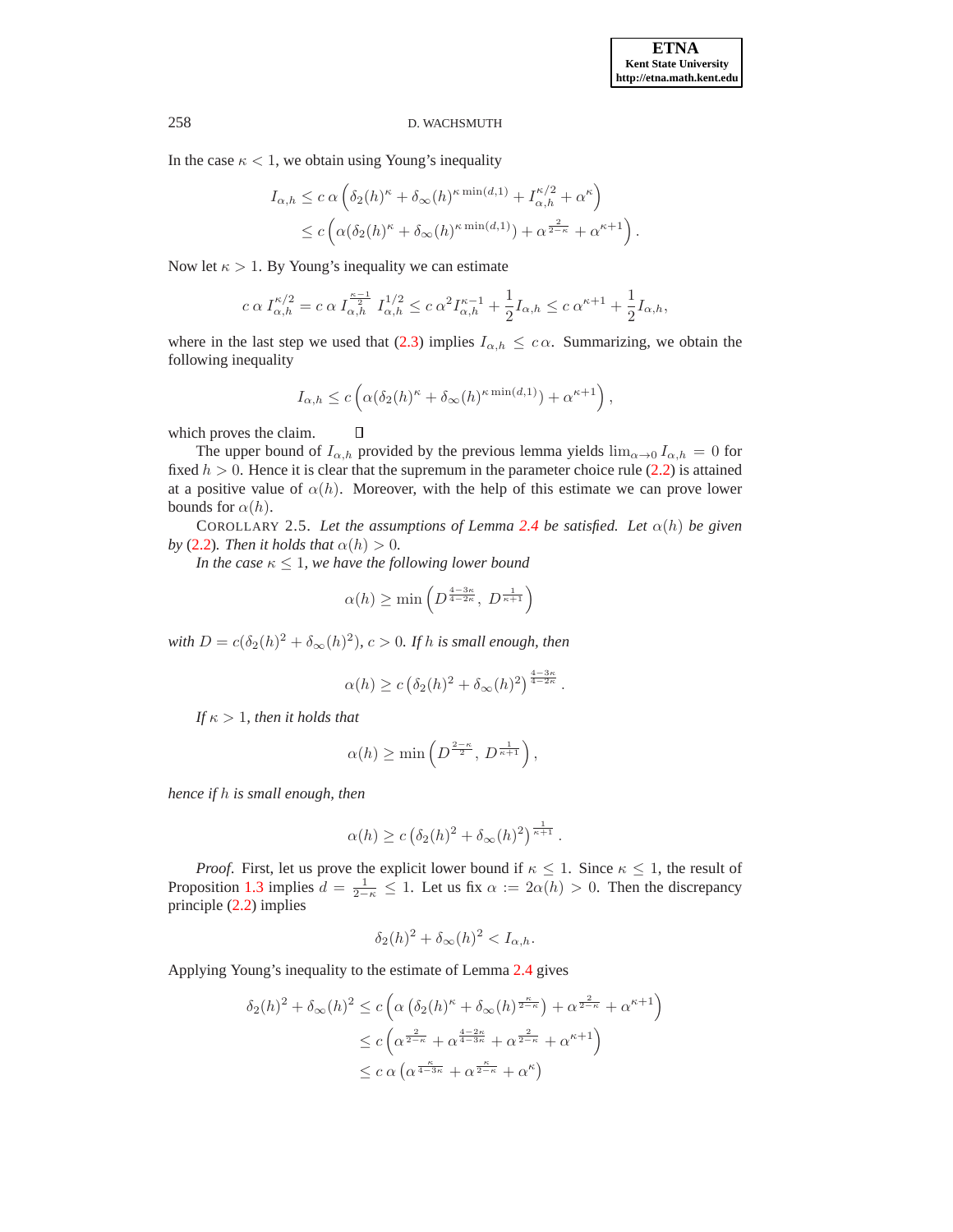In the case $\kappa < 1$, we obtain using Young's inequality

$$
\begin{aligned}
I_{\alpha,h} &\leq c\, \alpha \left( \delta_2(h)^\kappa + \delta_\infty(h)^{\kappa \min(d,1)} + I_{\alpha,h}^{\kappa/2} + \alpha^\kappa \right) \\
&\leq c \left( \alpha(\delta_2(h)^\kappa + \delta_\infty(h)^{\kappa \min(d,1)}) + \alpha^{\frac{2}{2-\kappa}} + \alpha^{\kappa+1} \right).
\end{aligned}
$$

Now let $\kappa > 1$. By Young's inequality we can estimate

$$
c\, \alpha\, I_{\alpha,h}^{\kappa/2} = c\, \alpha\, I_{\alpha,h}^{\frac{\kappa-1}{2}}\, I_{\alpha,h}^{1/2} \leq c\, \alpha^2 I_{\alpha,h}^{\kappa-1} + \frac{1}{2} I_{\alpha,h} \leq c\, \alpha^{\kappa+1} + \frac{1}{2} I_{\alpha,h},
$$

where in the last step we used that (2.3) implies $I_{\alpha,h} \leq c\,\alpha$. Summarizing, we obtain the following inequality

$$
I_{\alpha,h} \leq c \left( \alpha(\delta_2(h)^\kappa + \delta_\infty(h)^{\kappa \min(d,1)}) + \alpha^{\kappa+1} \right),
$$

which proves the claim. □

The upper bound of $I_{\alpha,h}$ provided by the previous lemma yields $\lim_{\alpha \to 0} I_{\alpha,h} = 0$ for fixed $h > 0$. Hence it is clear that the supremum in the parameter choice rule (2.2) is attained at a positive value of $\alpha(h)$. Moreover, with the help of this estimate we can prove lower bounds for $\alpha(h)$.

COROLLARY 2.5. *Let the assumptions of Lemma 2.4 be satisfied. Let $\alpha(h)$ be given by (2.2). Then it holds that $\alpha(h) > 0$.*

*In the case $\kappa \leq 1$, we have the following lower bound*

$$
\alpha(h) \geq \min\left( D^{\frac{4-3\kappa}{4-2\kappa}},\ D^{\frac{1}{\kappa+1}} \right)
$$

*with $D = c(\delta_2(h)^2 + \delta_\infty(h)^2)$, $c > 0$. If $h$ is small enough, then*

$$
\alpha(h) \geq c \left( \delta_2(h)^2 + \delta_\infty(h)^2 \right)^{\frac{4-3\kappa}{4-2\kappa}}.
$$

*If $\kappa > 1$, then it holds that*

$$
\alpha(h) \geq \min\left( D^{\frac{2-\kappa}{2}},\ D^{\frac{1}{\kappa+1}} \right),
$$

*hence if $h$ is small enough, then*

$$
\alpha(h) \geq c \left( \delta_2(h)^2 + \delta_\infty(h)^2 \right)^{\frac{1}{\kappa+1}}.
$$

*Proof*. First, let us prove the explicit lower bound if $\kappa \leq 1$. Since $\kappa \leq 1$, the result of Proposition 1.3 implies $d = \frac{1}{2-\kappa} \leq 1$. Let us fix $\alpha := 2\alpha(h) > 0$. Then the discrepancy principle (2.2) implies

$$
\delta_2(h)^2 + \delta_\infty(h)^2 < I_{\alpha,h}.
$$

Applying Young's inequality to the estimate of Lemma 2.4 gives

$$
\begin{aligned}
\delta_2(h)^2 + \delta_\infty(h)^2 &\leq c \left( \alpha \left( \delta_2(h)^\kappa + \delta_\infty(h)^{\frac{\kappa}{2-\kappa}} \right) + \alpha^{\frac{2}{2-\kappa}} + \alpha^{\kappa+1} \right) \\
&\leq c \left( \alpha^{\frac{2}{2-\kappa}} + \alpha^{\frac{4-2\kappa}{4-3\kappa}} + \alpha^{\frac{2}{2-\kappa}} + \alpha^{\kappa+1} \right) \\
&\leq c\, \alpha \left( \alpha^{\frac{\kappa}{4-3\kappa}} + \alpha^{\frac{\kappa}{2-\kappa}} + \alpha^\kappa \right)
\end{aligned}
$$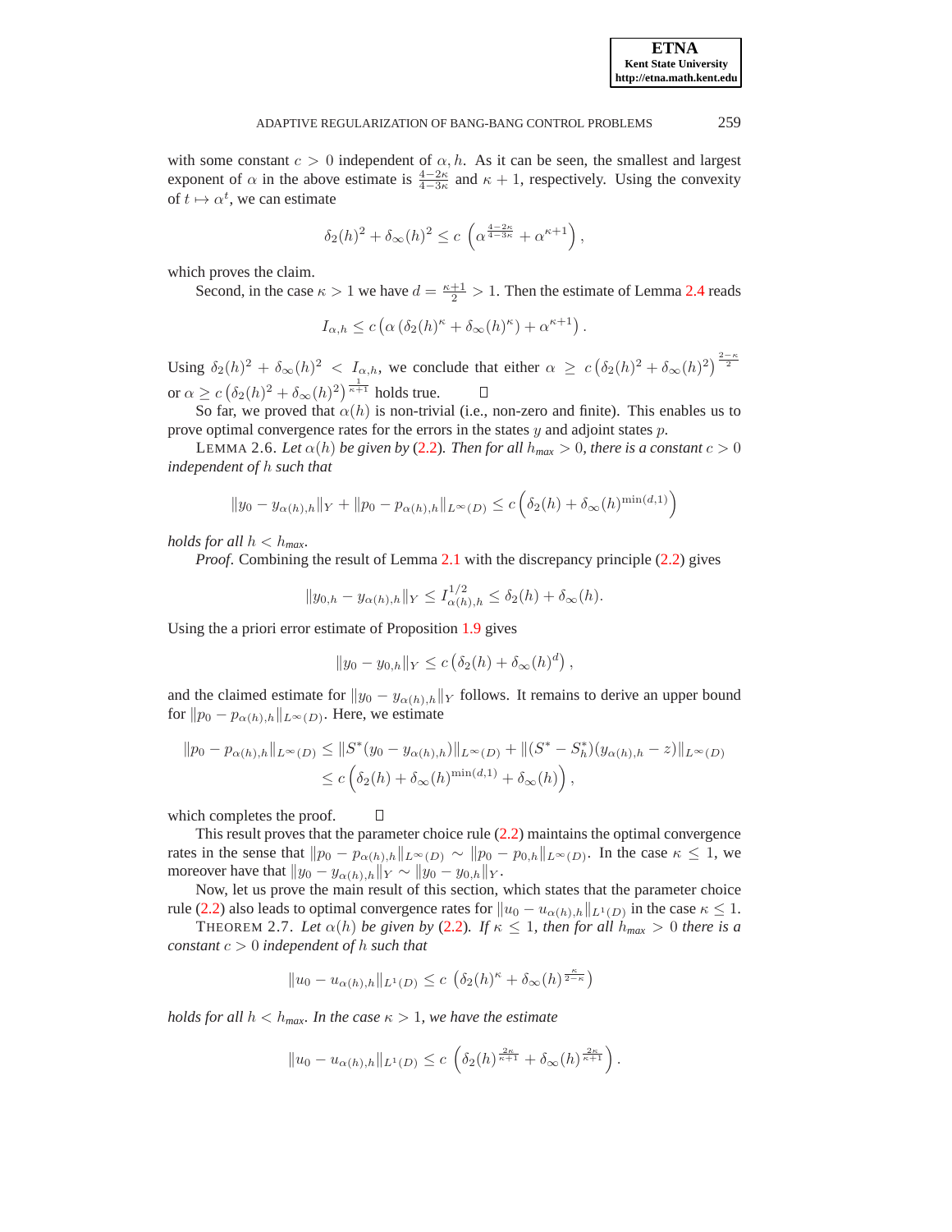with some constant $c > 0$ independent of $\alpha, h$. As it can be seen, the smallest and largest exponent of $\alpha$ in the above estimate is $\frac{4-2\kappa}{4-3\kappa}$ and $\kappa+1$, respectively. Using the convexity of $t \mapsto \alpha^t$, we can estimate

$$\delta_2(h)^2 + \delta_\infty(h)^2 \leq c\, \left(\alpha^{\frac{4-2\kappa}{4-3\kappa}} + \alpha^{\kappa+1}\right),$$

which proves the claim.

Second, in the case $\kappa > 1$ we have $d = \frac{\kappa+1}{2} > 1$. Then the estimate of Lemma 2.4 reads

$$I_{\alpha,h} \leq c \left(\alpha \left(\delta_2(h)^\kappa + \delta_\infty(h)^\kappa\right) + \alpha^{\kappa+1}\right).$$

Using $\delta_2(h)^2 + \delta_\infty(h)^2 < I_{\alpha,h}$, we conclude that either $\alpha \geq c\left(\delta_2(h)^2 + \delta_\infty(h)^2\right)^{\frac{2-\kappa}{2}}$ or $\alpha \geq c\left(\delta_2(h)^2 + \delta_\infty(h)^2\right)^{\frac{1}{\kappa+1}}$ holds true. $\square$

So far, we proved that $\alpha(h)$ is non-trivial (i.e., non-zero and finite). This enables us to prove optimal convergence rates for the errors in the states $y$ and adjoint states $p$.

LEMMA 2.6. *Let $\alpha(h)$ be given by (2.2). Then for all $h_{max} > 0$, there is a constant $c > 0$ independent of $h$ such that*

$$\|y_0 - y_{\alpha(h),h}\|_Y + \|p_0 - p_{\alpha(h),h}\|_{L^\infty(D)} \leq c\left(\delta_2(h) + \delta_\infty(h)^{\min(d,1)}\right)$$

*holds for all $h < h_{max}$.*

*Proof*. Combining the result of Lemma 2.1 with the discrepancy principle (2.2) gives

$$\|y_{0,h} - y_{\alpha(h),h}\|_Y < I^{1/2}_{\alpha(h),h} \leq \delta_2(h) + \delta_\infty(h).$$

Using the a priori error estimate of Proposition 1.9 gives

$$\|y_0 - y_{0,h}\|_Y \leq c\left(\delta_2(h) + \delta_\infty(h)^d\right),$$

and the claimed estimate for $\|y_0 - y_{\alpha(h),h}\|_Y$ follows. It remains to derive an upper bound for $\|p_0 - p_{\alpha(h),h}\|_{L^\infty(D)}$. Here, we estimate

$$\begin{aligned}\|p_0 - p_{\alpha(h),h}\|_{L^\infty(D)} &\leq \|S^*(y_0 - y_{\alpha(h),h})\|_{L^\infty(D)} + \|(S^* - S_h^*)(y_{\alpha(h),h} - z)\|_{L^\infty(D)}\\ &\leq c\left(\delta_2(h) + \delta_\infty(h)^{\min(d,1)} + \delta_\infty(h)\right),\end{aligned}$$

which completes the proof. $\square$

This result proves that the parameter choice rule (2.2) maintains the optimal convergence rates in the sense that $\|p_0 - p_{\alpha(h),h}\|_{L^\infty(D)} \sim \|p_0 - p_{0,h}\|_{L^\infty(D)}$. In the case $\kappa \leq 1$, we moreover have that $\|y_0 - y_{\alpha(h),h}\|_Y \sim \|y_0 - y_{0,h}\|_Y$.

Now, let us prove the main result of this section, which states that the parameter choice rule (2.2) also leads to optimal convergence rates for $\|u_0 - u_{\alpha(h),h}\|_{L^1(D)}$ in the case $\kappa \leq 1$.

THEOREM 2.7. *Let $\alpha(h)$ be given by (2.2). If $\kappa \leq 1$, then for all $h_{max} > 0$ there is a constant $c > 0$ independent of $h$ such that*

$$\|u_0 - u_{\alpha(h),h}\|_{L^1(D)} \leq c\,\left(\delta_2(h)^\kappa + \delta_\infty(h)^{\frac{\kappa}{2-\kappa}}\right)$$

*holds for all $h < h_{max}$. In the case $\kappa > 1$, we have the estimate*

$$\|u_0 - u_{\alpha(h),h}\|_{L^1(D)} \leq c\,\left(\delta_2(h)^{\frac{2\kappa}{\kappa+1}} + \delta_\infty(h)^{\frac{2\kappa}{\kappa+1}}\right).$$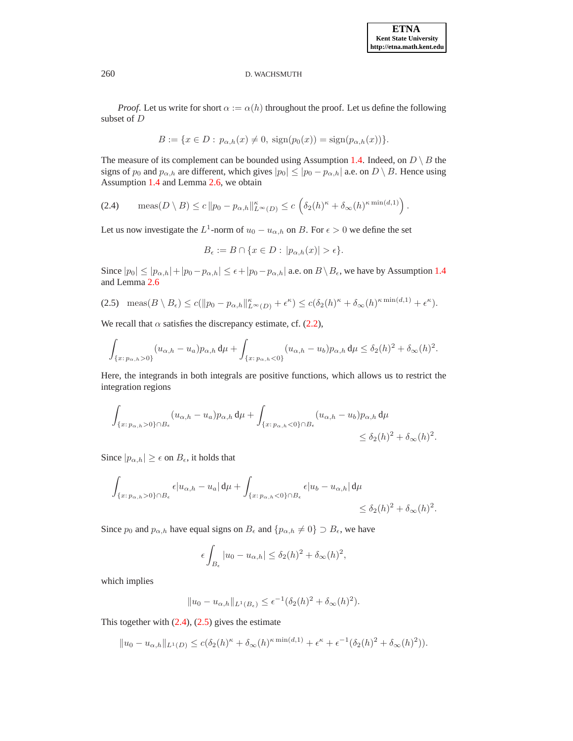*Proof.* Let us write for short $\alpha := \alpha(h)$ throughout the proof. Let us define the following subset of $D$

$$B := \{x \in D : \, p_{\alpha,h}(x) \neq 0, \; \text{sign}(p_0(x)) = \text{sign}(p_{\alpha,h}(x))\}.$$

The measure of its complement can be bounded using Assumption 1.4. Indeed, on $D \setminus B$ the signs of $p_0$ and $p_{\alpha,h}$ are different, which gives $|p_0| \le |p_0 - p_{\alpha,h}|$ a.e. on $D \setminus B$. Hence using Assumption 1.4 and Lemma 2.6, we obtain

$$\text{meas}(D \setminus B) \le c \, \|p_0 - p_{\alpha,h}\|^{\kappa}_{L^\infty(D)} \le c \left( \delta_2(h)^\kappa + \delta_\infty(h)^{\kappa \min(d,1)} \right). \tag{2.4}$$

Let us now investigate the $L^1$-norm of $u_0 - u_{\alpha,h}$ on $B$. For $\epsilon > 0$ we define the set

$$B_\epsilon := B \cap \{x \in D : \, |p_{\alpha,h}(x)| > \epsilon\}.$$

Since $|p_0| \le |p_{\alpha,h}| + |p_0 - p_{\alpha,h}| \le \epsilon + |p_0 - p_{\alpha,h}|$ a.e. on $B \setminus B_\epsilon$, we have by Assumption 1.4 and Lemma 2.6

$$\text{meas}(B \setminus B_\epsilon) \le c(\|p_0 - p_{\alpha,h}\|^{\kappa}_{L^\infty(D)} + \epsilon^\kappa) \le c(\delta_2(h)^\kappa + \delta_\infty(h)^{\kappa \min(d,1)} + \epsilon^\kappa). \tag{2.5}$$

We recall that $\alpha$ satisfies the discrepancy estimate, cf. (2.2),

$$\int_{\{x : \, p_{\alpha,h} > 0\}} (u_{\alpha,h} - u_a) p_{\alpha,h} \, \mathrm{d}\mu + \int_{\{x : \, p_{\alpha,h} < 0\}} (u_{\alpha,h} - u_b) p_{\alpha,h} \, \mathrm{d}\mu \le \delta_2(h)^2 + \delta_\infty(h)^2.$$

Here, the integrands in both integrals are positive functions, which allows us to restrict the integration regions

$$\int_{\{x : \, p_{\alpha,h} > 0\} \cap B_\epsilon} (u_{\alpha,h} - u_a) p_{\alpha,h} \, \mathrm{d}\mu + \int_{\{x : \, p_{\alpha,h} < 0\} \cap B_\epsilon} (u_{\alpha,h} - u_b) p_{\alpha,h} \, \mathrm{d}\mu \le \delta_2(h)^2 + \delta_\infty(h)^2.$$

Since $|p_{\alpha,h}| \ge \epsilon$ on $B_\epsilon$, it holds that

$$\int_{\{x : \, p_{\alpha,h} > 0\} \cap B_\epsilon} \epsilon |u_{\alpha,h} - u_a| \, \mathrm{d}\mu + \int_{\{x : \, p_{\alpha,h} < 0\} \cap B_\epsilon} \epsilon |u_b - u_{\alpha,h}| \, \mathrm{d}\mu \le \delta_2(h)^2 + \delta_\infty(h)^2.$$

Since $p_0$ and $p_{\alpha,h}$ have equal signs on $B_\epsilon$ and $\{p_{\alpha,h} \neq 0\} \supset B_\epsilon$, we have

$$\epsilon \int_{B_\epsilon} |u_0 - u_{\alpha,h}| \le \delta_2(h)^2 + \delta_\infty(h)^2,$$

which implies

$$\|u_0 - u_{\alpha,h}\|_{L^1(B_\epsilon)} \le \epsilon^{-1}(\delta_2(h)^2 + \delta_\infty(h)^2).$$

This together with (2.4), (2.5) gives the estimate

$$\|u_0 - u_{\alpha,h}\|_{L^1(D)} \le c(\delta_2(h)^\kappa + \delta_\infty(h)^{\kappa \min(d,1)} + \epsilon^\kappa + \epsilon^{-1}(\delta_2(h)^2 + \delta_\infty(h)^2)).$$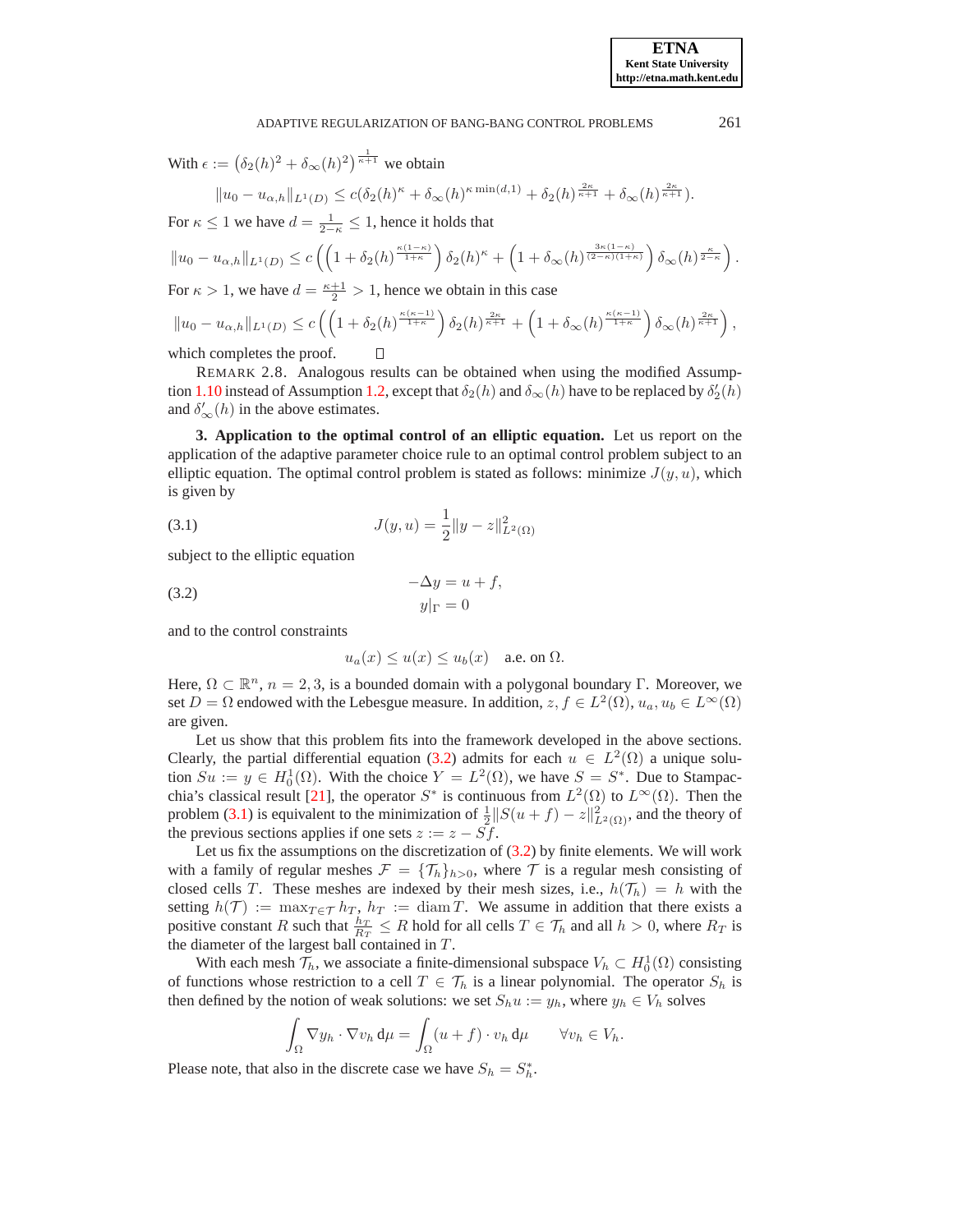With $\epsilon := \left(\delta_2(h)^2 + \delta_\infty(h)^2\right)^{\frac{1}{\kappa+1}}$ we obtain

$$\|u_0 - u_{\alpha,h}\|_{L^1(D)} \leq c(\delta_2(h)^\kappa + \delta_\infty(h)^{\kappa \min(d,1)} + \delta_2(h)^{\frac{2\kappa}{\kappa+1}} + \delta_\infty(h)^{\frac{2\kappa}{\kappa+1}}).$$

For $\kappa \leq 1$ we have $d = \frac{1}{2-\kappa} \leq 1$, hence it holds that

$$\|u_0 - u_{\alpha,h}\|_{L^1(D)} \leq c\left(\left(1 + \delta_2(h)^{\frac{\kappa(1-\kappa)}{1+\kappa}}\right)\delta_2(h)^\kappa + \left(1 + \delta_\infty(h)^{\frac{3\kappa(1-\kappa)}{(2-\kappa)(1+\kappa)}}\right)\delta_\infty(h)^{\frac{\kappa}{2-\kappa}}\right).$$

For $\kappa > 1$, we have $d = \frac{\kappa+1}{2} > 1$, hence we obtain in this case

$$\|u_0 - u_{\alpha,h}\|_{L^1(D)} \leq c\left(\left(1 + \delta_2(h)^{\frac{\kappa(\kappa-1)}{1+\kappa}}\right)\delta_2(h)^{\frac{2\kappa}{\kappa+1}} + \left(1 + \delta_\infty(h)^{\frac{\kappa(\kappa-1)}{1+\kappa}}\right)\delta_\infty(h)^{\frac{2\kappa}{\kappa+1}}\right),$$

which completes the proof. □

REMARK 2.8. Analogous results can be obtained when using the modified Assumption 1.10 instead of Assumption 1.2, except that $\delta_2(h)$ and $\delta_\infty(h)$ have to be replaced by $\delta_2'(h)$ and $\delta_\infty'(h)$ in the above estimates.

## 3. Application to the optimal control of an elliptic equation.

Let us report on the application of the adaptive parameter choice rule to an optimal control problem subject to an elliptic equation. The optimal control problem is stated as follows: minimize $J(y,u)$, which is given by

$$J(y,u) = \frac{1}{2}\|y - z\|^2_{L^2(\Omega)} \tag{3.1}$$

subject to the elliptic equation

$$\begin{aligned} -\Delta y &= u + f, \\ y|_\Gamma &= 0 \end{aligned} \tag{3.2}$$

and to the control constraints

$$u_a(x) \leq u(x) \leq u_b(x) \quad \text{a.e. on } \Omega.$$

Here, $\Omega \subset \mathbb{R}^n$, $n = 2, 3$, is a bounded domain with a polygonal boundary $\Gamma$. Moreover, we set $D = \Omega$ endowed with the Lebesgue measure. In addition, $z, f \in L^2(\Omega)$, $u_a, u_b \in L^\infty(\Omega)$ are given.

Let us show that this problem fits into the framework developed in the above sections. Clearly, the partial differential equation (3.2) admits for each $u \in L^2(\Omega)$ a unique solution $Su := y \in H^1_0(\Omega)$. With the choice $Y = L^2(\Omega)$, we have $S = S^*$. Due to Stampacchia's classical result [21], the operator $S^*$ is continuous from $L^2(\Omega)$ to $L^\infty(\Omega)$. Then the problem (3.1) is equivalent to the minimization of $\frac{1}{2}\|S(u+f) - z\|^2_{L^2(\Omega)}$, and the theory of the previous sections applies if one sets $z := z - Sf$.

Let us fix the assumptions on the discretization of (3.2) by finite elements. We will work with a family of regular meshes $\mathcal{F} = \{\mathcal{T}_h\}_{h>0}$, where $\mathcal{T}$ is a regular mesh consisting of closed cells $T$. These meshes are indexed by their mesh sizes, i.e., $h(\mathcal{T}_h) = h$ with the setting $h(\mathcal{T}) := \max_{T \in \mathcal{T}} h_T$, $h_T := \operatorname{diam} T$. We assume in addition that there exists a positive constant $R$ such that $\frac{h_T}{R_T} \leq R$ hold for all cells $T \in \mathcal{T}_h$ and all $h > 0$, where $R_T$ is the diameter of the largest ball contained in $T$.

With each mesh $\mathcal{T}_h$, we associate a finite-dimensional subspace $V_h \subset H^1_0(\Omega)$ consisting of functions whose restriction to a cell $T \in \mathcal{T}_h$ is a linear polynomial. The operator $S_h$ is then defined by the notion of weak solutions: we set $S_h u := y_h$, where $y_h \in V_h$ solves

$$\int_\Omega \nabla y_h \cdot \nabla v_h \, \mathrm{d}\mu = \int_\Omega (u + f) \cdot v_h \, \mathrm{d}\mu \qquad \forall v_h \in V_h.$$

Please note, that also in the discrete case we have $S_h = S_h^*$.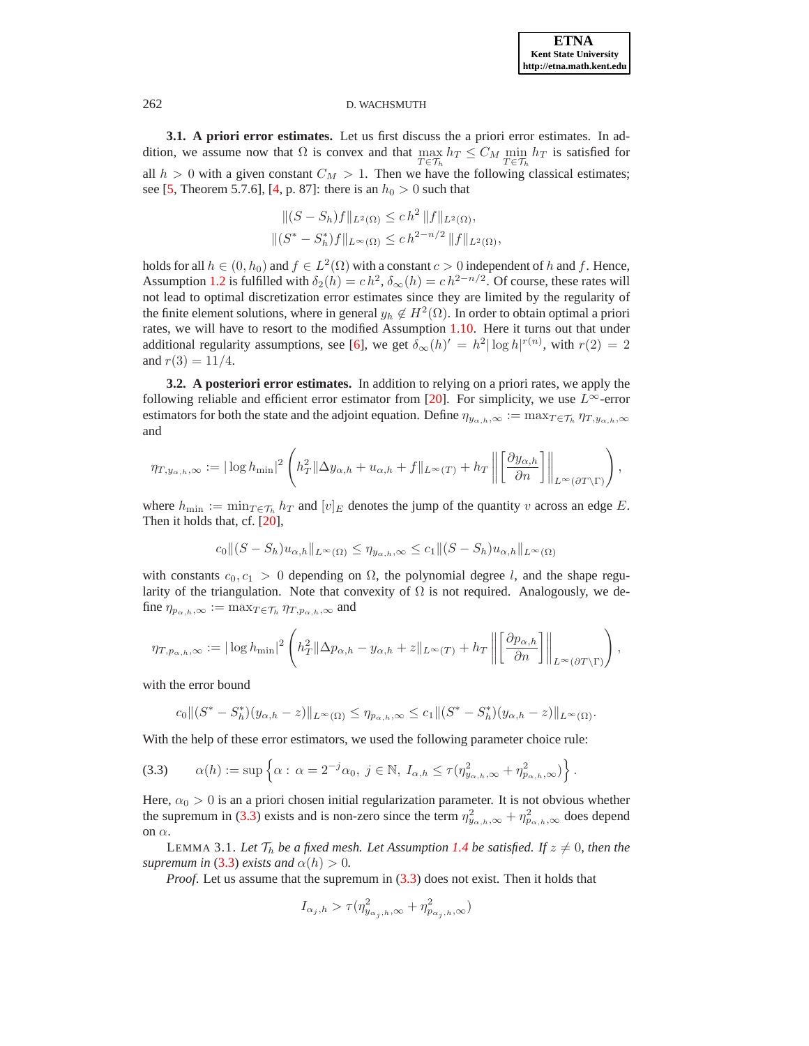**3.1. A priori error estimates.** Let us first discuss the a priori error estimates. In addition, we assume now that $\Omega$ is convex and that $\max_{T\in\mathcal{T}_h} h_T \le C_M \min_{T\in\mathcal{T}_h} h_T$ is satisfied for all $h > 0$ with a given constant $C_M > 1$. Then we have the following classical estimates; see [5, Theorem 5.7.6], [4, p. 87]: there is an $h_0 > 0$ such that

$$\|(S - S_h)f\|_{L^2(\Omega)} \le c\, h^2 \,\|f\|_{L^2(\Omega)},$$
$$\|(S^* - S_h^*)f\|_{L^\infty(\Omega)} \le c\, h^{2-n/2} \,\|f\|_{L^2(\Omega)},$$

holds for all $h \in (0, h_0)$ and $f \in L^2(\Omega)$ with a constant $c > 0$ independent of $h$ and $f$. Hence, Assumption 1.2 is fulfilled with $\delta_2(h) = c\, h^2$, $\delta_\infty(h) = c\, h^{2-n/2}$. Of course, these rates will not lead to optimal discretization error estimates since they are limited by the regularity of the finite element solutions, where in general $y_h \notin H^2(\Omega)$. In order to obtain optimal a priori rates, we will have to resort to the modified Assumption 1.10. Here it turns out that under additional regularity assumptions, see [6], we get $\delta_\infty(h)' = h^2|\log h|^{r(n)}$, with $r(2) = 2$ and $r(3) = 11/4$.

**3.2. A posteriori error estimates.** In addition to relying on a priori rates, we apply the following reliable and efficient error estimator from [20]. For simplicity, we use $L^\infty$-error estimators for both the state and the adjoint equation. Define $\eta_{y_{\alpha,h},\infty} := \max_{T\in\mathcal{T}_h} \eta_{T,y_{\alpha,h},\infty}$ and

$$\eta_{T,y_{\alpha,h},\infty} := |\log h_{\min}|^2 \left( h_T^2 \|\Delta y_{\alpha,h} + u_{\alpha,h} + f\|_{L^\infty(T)} + h_T \left\| \left[ \frac{\partial y_{\alpha,h}}{\partial n} \right] \right\|_{L^\infty(\partial T\setminus\Gamma)} \right),$$

where $h_{\min} := \min_{T\in\mathcal{T}_h} h_T$ and $[v]_E$ denotes the jump of the quantity $v$ across an edge $E$. Then it holds that, cf. [20],

$$c_0 \|(S - S_h)u_{\alpha,h}\|_{L^\infty(\Omega)} \le \eta_{y_{\alpha,h},\infty} \le c_1 \|(S - S_h)u_{\alpha,h}\|_{L^\infty(\Omega)}$$

with constants $c_0, c_1 > 0$ depending on $\Omega$, the polynomial degree $l$, and the shape regularity of the triangulation. Note that convexity of $\Omega$ is not required. Analogously, we define $\eta_{p_{\alpha,h},\infty} := \max_{T\in\mathcal{T}_h} \eta_{T,p_{\alpha,h},\infty}$ and

$$\eta_{T,p_{\alpha,h},\infty} := |\log h_{\min}|^2 \left( h_T^2 \|\Delta p_{\alpha,h} - y_{\alpha,h} + z\|_{L^\infty(T)} + h_T \left\| \left[ \frac{\partial p_{\alpha,h}}{\partial n} \right] \right\|_{L^\infty(\partial T\setminus\Gamma)} \right),$$

with the error bound

$$c_0 \|(S^* - S_h^*)(y_{\alpha,h} - z)\|_{L^\infty(\Omega)} \le \eta_{p_{\alpha,h},\infty} \le c_1 \|(S^* - S_h^*)(y_{\alpha,h} - z)\|_{L^\infty(\Omega)}.$$

With the help of these error estimators, we used the following parameter choice rule:

$$\alpha(h) := \sup \left\{ \alpha : \ \alpha = 2^{-j}\alpha_0,\ j \in \mathbb{N},\ I_{\alpha,h} \le \tau(\eta^2_{y_{\alpha,h},\infty} + \eta^2_{p_{\alpha,h},\infty}) \right\}. \tag{3.3}$$

Here, $\alpha_0 > 0$ is an a priori chosen initial regularization parameter. It is not obvious whether the supremum in (3.3) exists and is non-zero since the term $\eta^2_{y_{\alpha,h},\infty} + \eta^2_{p_{\alpha,h},\infty}$ does depend on $\alpha$.

LEMMA 3.1. *Let $\mathcal{T}_h$ be a fixed mesh. Let Assumption 1.4 be satisfied. If $z \neq 0$, then the supremum in (3.3) exists and $\alpha(h) > 0$.*

*Proof.* Let us assume that the supremum in (3.3) does not exist. Then it holds that

$$I_{\alpha_j,h} > \tau(\eta^2_{y_{\alpha_j,h},\infty} + \eta^2_{p_{\alpha_j,h},\infty})$$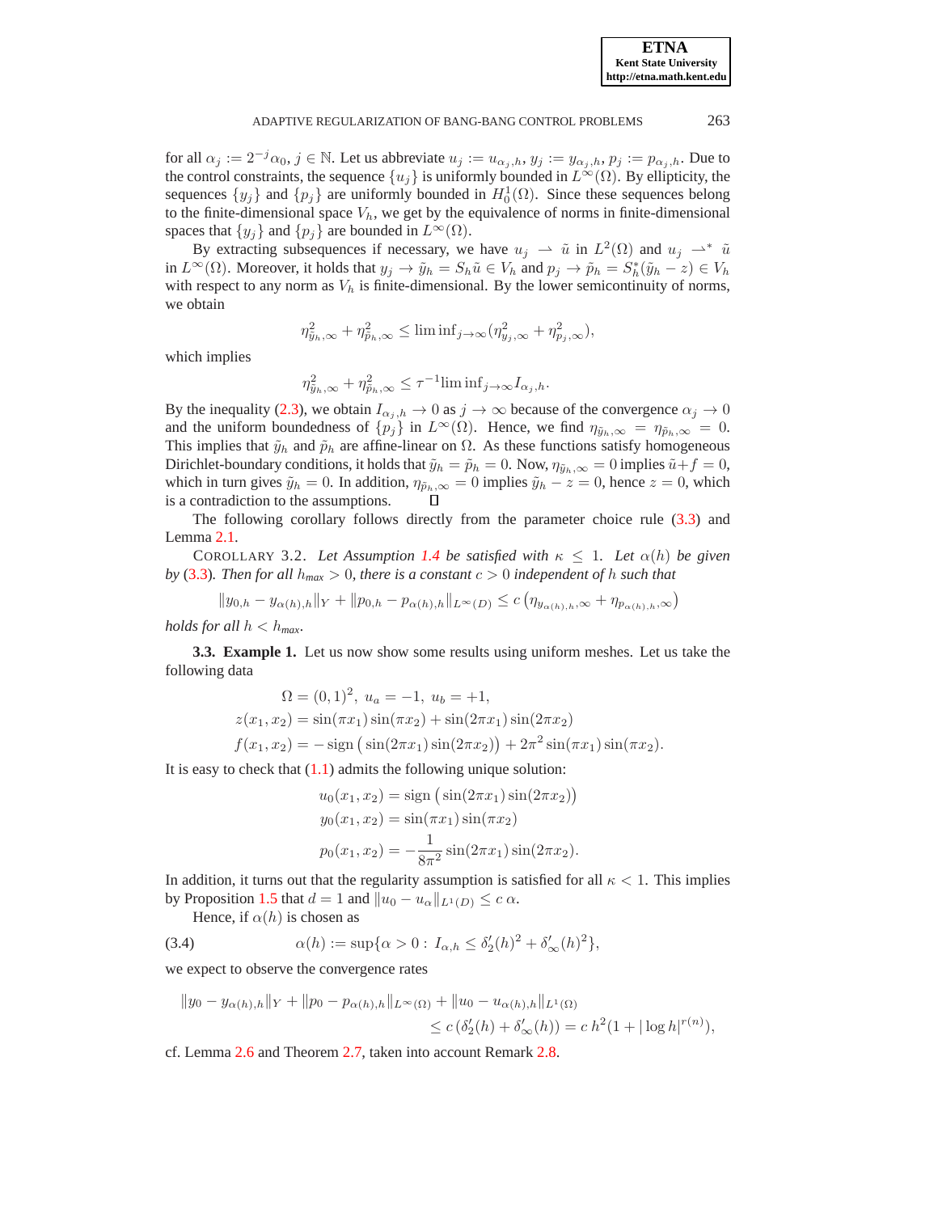for all $\alpha_j := 2^{-j}\alpha_0$, $j \in \mathbb{N}$. Let us abbreviate $u_j := u_{\alpha_j,h}$, $y_j := y_{\alpha_j,h}$, $p_j := p_{\alpha_j,h}$. Due to the control constraints, the sequence $\{u_j\}$ is uniformly bounded in $L^\infty(\Omega)$. By ellipticity, the sequences $\{y_j\}$ and $\{p_j\}$ are uniformly bounded in $H^1_0(\Omega)$. Since these sequences belong to the finite-dimensional space $V_h$, we get by the equivalence of norms in finite-dimensional spaces that $\{y_j\}$ and $\{p_j\}$ are bounded in $L^\infty(\Omega)$.

By extracting subsequences if necessary, we have $u_j \rightharpoonup \tilde{u}$ in $L^2(\Omega)$ and $u_j \rightharpoonup^* \tilde{u}$ in $L^\infty(\Omega)$. Moreover, it holds that $y_j \to \tilde{y}_h = S_h\tilde{u} \in V_h$ and $p_j \to \tilde{p}_h = S_h^*(\tilde{y}_h - z) \in V_h$ with respect to any norm as $V_h$ is finite-dimensional. By the lower semicontinuity of norms, we obtain

$$\eta^2_{\tilde{y}_h,\infty} + \eta^2_{\tilde{p}_h,\infty} \leq \liminf_{j\to\infty}(\eta^2_{y_j,\infty} + \eta^2_{p_j,\infty}),$$

which implies

$$\eta^2_{\tilde{y}_h,\infty} + \eta^2_{\tilde{p}_h,\infty} \leq \tau^{-1}\liminf_{j\to\infty} I_{\alpha_j,h}.$$

By the inequality (2.3), we obtain $I_{\alpha_j,h} \to 0$ as $j \to \infty$ because of the convergence $\alpha_j \to 0$ and the uniform boundedness of $\{p_j\}$ in $L^\infty(\Omega)$. Hence, we find $\eta_{\tilde{y}_h,\infty} = \eta_{\tilde{p}_h,\infty} = 0$. This implies that $\tilde{y}_h$ and $\tilde{p}_h$ are affine-linear on $\Omega$. As these functions satisfy homogeneous Dirichlet-boundary conditions, it holds that $\tilde{y}_h = \tilde{p}_h = 0$. Now, $\eta_{\tilde{y}_h,\infty} = 0$ implies $\tilde{u} + f = 0$, which in turn gives $\tilde{y}_h = 0$. In addition, $\eta_{\tilde{p}_h,\infty} = 0$ implies $\tilde{y}_h - z = 0$, hence $z = 0$, which is a contradiction to the assumptions. $\square$

The following corollary follows directly from the parameter choice rule (3.3) and Lemma 2.1.

COROLLARY 3.2. *Let Assumption 1.4 be satisfied with $\kappa \leq 1$. Let $\alpha(h)$ be given by (3.3). Then for all $h_{max} > 0$, there is a constant $c > 0$ independent of $h$ such that*

$$\|y_{0,h} - y_{\alpha(h),h}\|_Y + \|p_{0,h} - p_{\alpha(h),h}\|_{L^\infty(D)} \leq c\left(\eta_{y_{\alpha(h),h},\infty} + \eta_{p_{\alpha(h),h},\infty}\right)$$

*holds for all $h < h_{max}$.*

**3.3. Example 1.** Let us now show some results using uniform meshes. Let us take the following data

$$\begin{aligned}
\Omega &= (0,1)^2,\ u_a = -1,\ u_b = +1,\\
z(x_1,x_2) &= \sin(\pi x_1)\sin(\pi x_2) + \sin(2\pi x_1)\sin(2\pi x_2)\\
f(x_1,x_2) &= -\operatorname{sign}\left(\sin(2\pi x_1)\sin(2\pi x_2)\right) + 2\pi^2\sin(\pi x_1)\sin(\pi x_2).
\end{aligned}$$

It is easy to check that (1.1) admits the following unique solution:

$$\begin{aligned}
u_0(x_1,x_2) &= \operatorname{sign}\left(\sin(2\pi x_1)\sin(2\pi x_2)\right)\\
y_0(x_1,x_2) &= \sin(\pi x_1)\sin(\pi x_2)\\
p_0(x_1,x_2) &= -\frac{1}{8\pi^2}\sin(2\pi x_1)\sin(2\pi x_2).
\end{aligned}$$

In addition, it turns out that the regularity assumption is satisfied for all $\kappa < 1$. This implies by Proposition 1.5 that $d = 1$ and $\|u_0 - u_\alpha\|_{L^1(D)} \leq c\,\alpha$.

Hence, if $\alpha(h)$ is chosen as

$$\alpha(h) := \sup\{\alpha > 0 :\ I_{\alpha,h} \leq \delta_2'(h)^2 + \delta_\infty'(h)^2\}, \tag{3.4}$$

we expect to observe the convergence rates

$$\begin{aligned}
\|y_0 - y_{\alpha(h),h}\|_Y + \|p_0 - p_{\alpha(h),h}\|_{L^\infty(\Omega)} &+ \|u_0 - u_{\alpha(h),h}\|_{L^1(\Omega)}\\
&\leq c\,(\delta_2'(h) + \delta_\infty'(h)) = c\,h^2(1 + |\log h|^{r(n)}),
\end{aligned}$$

cf. Lemma 2.6 and Theorem 2.7, taken into account Remark 2.8.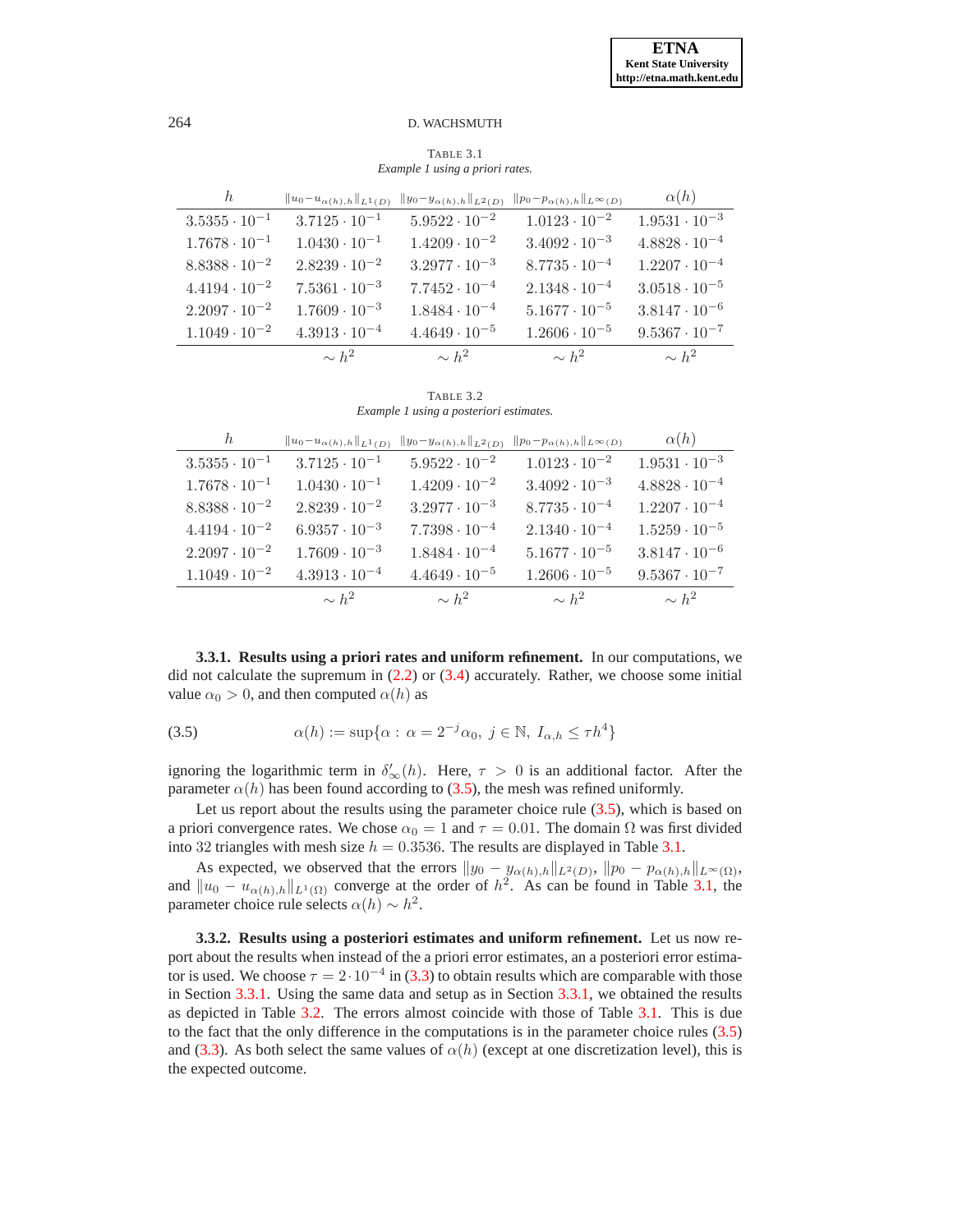TABLE 3.1
*Example 1 using a priori rates.*

| $h$ | $\Vert u_0-u_{\alpha(h),h}\Vert_{L^1(D)}$ | $\Vert y_0-y_{\alpha(h),h}\Vert_{L^2(D)}$ | $\Vert p_0-p_{\alpha(h),h}\Vert_{L^\infty(D)}$ | $\alpha(h)$ |
|---|---|---|---|---|
| $3.5355 \cdot 10^{-1}$ | $3.7125 \cdot 10^{-1}$ | $5.9522 \cdot 10^{-2}$ | $1.0123 \cdot 10^{-2}$ | $1.9531 \cdot 10^{-3}$ |
| $1.7678 \cdot 10^{-1}$ | $1.0430 \cdot 10^{-1}$ | $1.4209 \cdot 10^{-2}$ | $3.4092 \cdot 10^{-3}$ | $4.8828 \cdot 10^{-4}$ |
| $8.8388 \cdot 10^{-2}$ | $2.8239 \cdot 10^{-2}$ | $3.2977 \cdot 10^{-3}$ | $8.7735 \cdot 10^{-4}$ | $1.2207 \cdot 10^{-4}$ |
| $4.4194 \cdot 10^{-2}$ | $7.5361 \cdot 10^{-3}$ | $7.7452 \cdot 10^{-4}$ | $2.1348 \cdot 10^{-4}$ | $3.0518 \cdot 10^{-5}$ |
| $2.2097 \cdot 10^{-2}$ | $1.7609 \cdot 10^{-3}$ | $1.8484 \cdot 10^{-4}$ | $5.1677 \cdot 10^{-5}$ | $3.8147 \cdot 10^{-6}$ |
| $1.1049 \cdot 10^{-2}$ | $4.3913 \cdot 10^{-4}$ | $4.4649 \cdot 10^{-5}$ | $1.2606 \cdot 10^{-5}$ | $9.5367 \cdot 10^{-7}$ |
| | $\sim h^2$ | $\sim h^2$ | $\sim h^2$ | $\sim h^2$ |

TABLE 3.2
*Example 1 using a posteriori estimates.*

| $h$ | $\Vert u_0-u_{\alpha(h),h}\Vert_{L^1(D)}$ | $\Vert y_0-y_{\alpha(h),h}\Vert_{L^2(D)}$ | $\Vert p_0-p_{\alpha(h),h}\Vert_{L^\infty(D)}$ | $\alpha(h)$ |
|---|---|---|---|---|
| $3.5355 \cdot 10^{-1}$ | $3.7125 \cdot 10^{-1}$ | $5.9522 \cdot 10^{-2}$ | $1.0123 \cdot 10^{-2}$ | $1.9531 \cdot 10^{-3}$ |
| $1.7678 \cdot 10^{-1}$ | $1.0430 \cdot 10^{-1}$ | $1.4209 \cdot 10^{-2}$ | $3.4092 \cdot 10^{-3}$ | $4.8828 \cdot 10^{-4}$ |
| $8.8388 \cdot 10^{-2}$ | $2.8239 \cdot 10^{-2}$ | $3.2977 \cdot 10^{-3}$ | $8.7735 \cdot 10^{-4}$ | $1.2207 \cdot 10^{-4}$ |
| $4.4194 \cdot 10^{-2}$ | $6.9357 \cdot 10^{-3}$ | $7.7398 \cdot 10^{-4}$ | $2.1340 \cdot 10^{-4}$ | $1.5259 \cdot 10^{-5}$ |
| $2.2097 \cdot 10^{-2}$ | $1.7609 \cdot 10^{-3}$ | $1.8484 \cdot 10^{-4}$ | $5.1677 \cdot 10^{-5}$ | $3.8147 \cdot 10^{-6}$ |
| $1.1049 \cdot 10^{-2}$ | $4.3913 \cdot 10^{-4}$ | $4.4649 \cdot 10^{-5}$ | $1.2606 \cdot 10^{-5}$ | $9.5367 \cdot 10^{-7}$ |
| | $\sim h^2$ | $\sim h^2$ | $\sim h^2$ | $\sim h^2$ |

#### 3.3.1. Results using a priori rates and uniform refinement.

In our computations, we did not calculate the supremum in (2.2) or (3.4) accurately. Rather, we choose some initial value $\alpha_0 > 0$, and then computed $\alpha(h)$ as

$$\alpha(h) := \sup\{\alpha : \alpha = 2^{-j}\alpha_0,\ j \in \mathbb{N},\ I_{\alpha,h} \leq \tau h^4\} \tag{3.5}$$

ignoring the logarithmic term in $\delta'_\infty(h)$. Here, $\tau > 0$ is an additional factor. After the parameter $\alpha(h)$ has been found according to (3.5), the mesh was refined uniformly.

Let us report about the results using the parameter choice rule (3.5), which is based on a priori convergence rates. We chose $\alpha_0 = 1$ and $\tau = 0.01$. The domain $\Omega$ was first divided into 32 triangles with mesh size $h = 0.3536$. The results are displayed in Table 3.1.

As expected, we observed that the errors $\Vert y_0 - y_{\alpha(h),h}\Vert_{L^2(D)}$, $\Vert p_0 - p_{\alpha(h),h}\Vert_{L^\infty(\Omega)}$, and $\Vert u_0 - u_{\alpha(h),h}\Vert_{L^1(\Omega)}$ converge at the order of $h^2$. As can be found in Table 3.1, the parameter choice rule selects $\alpha(h) \sim h^2$.

#### 3.3.2. Results using a posteriori estimates and uniform refinement.

Let us now report about the results when instead of the a priori error estimates, an a posteriori error estimator is used. We choose $\tau = 2 \cdot 10^{-4}$ in (3.3) to obtain results which are comparable with those in Section 3.3.1. Using the same data and setup as in Section 3.3.1, we obtained the results as depicted in Table 3.2. The errors almost coincide with those of Table 3.1. This is due to the fact that the only difference in the computations is in the parameter choice rules (3.5) and (3.3). As both select the same values of $\alpha(h)$ (except at one discretization level), this is the expected outcome.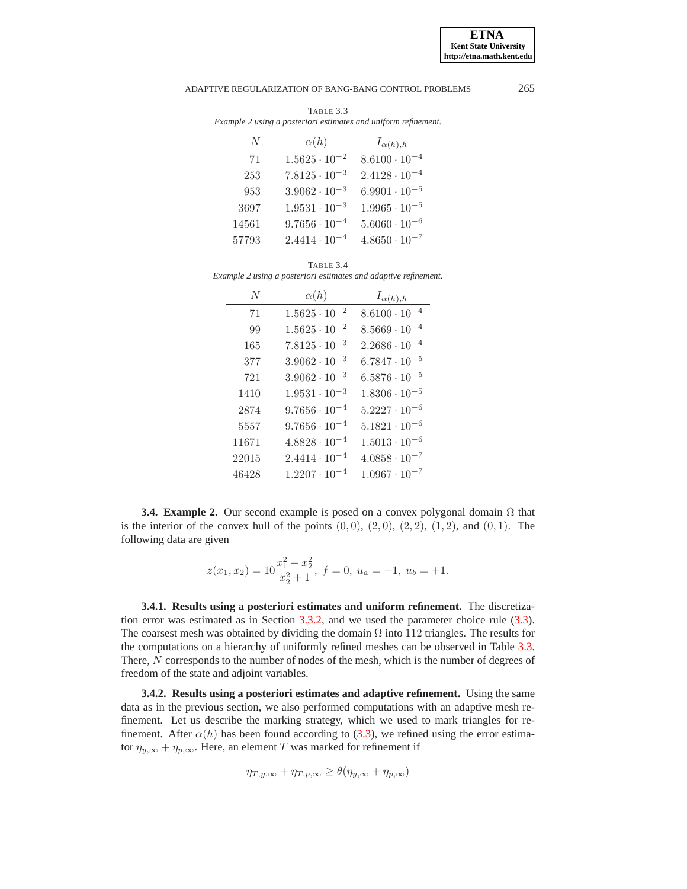TABLE 3.3
*Example 2 using a posteriori estimates and uniform refinement.*

| $N$ | $\alpha(h)$ | $I_{\alpha(h),h}$ |
|---|---|---|
| 71 | $1.5625 \cdot 10^{-2}$ | $8.6100 \cdot 10^{-4}$ |
| 253 | $7.8125 \cdot 10^{-3}$ | $2.4128 \cdot 10^{-4}$ |
| 953 | $3.9062 \cdot 10^{-3}$ | $6.9901 \cdot 10^{-5}$ |
| 3697 | $1.9531 \cdot 10^{-3}$ | $1.9965 \cdot 10^{-5}$ |
| 14561 | $9.7656 \cdot 10^{-4}$ | $5.6060 \cdot 10^{-6}$ |
| 57793 | $2.4414 \cdot 10^{-4}$ | $4.8650 \cdot 10^{-7}$ |

TABLE 3.4
*Example 2 using a posteriori estimates and adaptive refinement.*

| $N$ | $\alpha(h)$ | $I_{\alpha(h),h}$ |
|---|---|---|
| 71 | $1.5625 \cdot 10^{-2}$ | $8.6100 \cdot 10^{-4}$ |
| 99 | $1.5625 \cdot 10^{-2}$ | $8.5669 \cdot 10^{-4}$ |
| 165 | $7.8125 \cdot 10^{-3}$ | $2.2686 \cdot 10^{-4}$ |
| 377 | $3.9062 \cdot 10^{-3}$ | $6.7847 \cdot 10^{-5}$ |
| 721 | $3.9062 \cdot 10^{-3}$ | $6.5876 \cdot 10^{-5}$ |
| 1410 | $1.9531 \cdot 10^{-3}$ | $1.8306 \cdot 10^{-5}$ |
| 2874 | $9.7656 \cdot 10^{-4}$ | $5.2227 \cdot 10^{-6}$ |
| 5557 | $9.7656 \cdot 10^{-4}$ | $5.1821 \cdot 10^{-6}$ |
| 11671 | $4.8828 \cdot 10^{-4}$ | $1.5013 \cdot 10^{-6}$ |
| 22015 | $2.4414 \cdot 10^{-4}$ | $4.0858 \cdot 10^{-7}$ |
| 46428 | $1.2207 \cdot 10^{-4}$ | $1.0967 \cdot 10^{-7}$ |

**3.4. Example 2.** Our second example is posed on a convex polygonal domain $\Omega$ that is the interior of the convex hull of the points $(0,0)$, $(2,0)$, $(2,2)$, $(1,2)$, and $(0,1)$. The following data are given

$$z(x_1,x_2) = 10\frac{x_1^2 - x_2^2}{x_2^2+1},\ f = 0,\ u_a = -1,\ u_b = +1.$$

**3.4.1. Results using a posteriori estimates and uniform refinement.** The discretization error was estimated as in Section 3.3.2, and we used the parameter choice rule (3.3). The coarsest mesh was obtained by dividing the domain $\Omega$ into 112 triangles. The results for the computations on a hierarchy of uniformly refined meshes can be observed in Table 3.3. There, $N$ corresponds to the number of nodes of the mesh, which is the number of degrees of freedom of the state and adjoint variables.

**3.4.2. Results using a posteriori estimates and adaptive refinement.** Using the same data as in the previous section, we also performed computations with an adaptive mesh refinement. Let us describe the marking strategy, which we used to mark triangles for refinement. After $\alpha(h)$ has been found according to (3.3), we refined using the error estimator $\eta_{y,\infty} + \eta_{p,\infty}$. Here, an element $T$ was marked for refinement if

$$\eta_{T,y,\infty} + \eta_{T,p,\infty} \geq \theta(\eta_{y,\infty} + \eta_{p,\infty})$$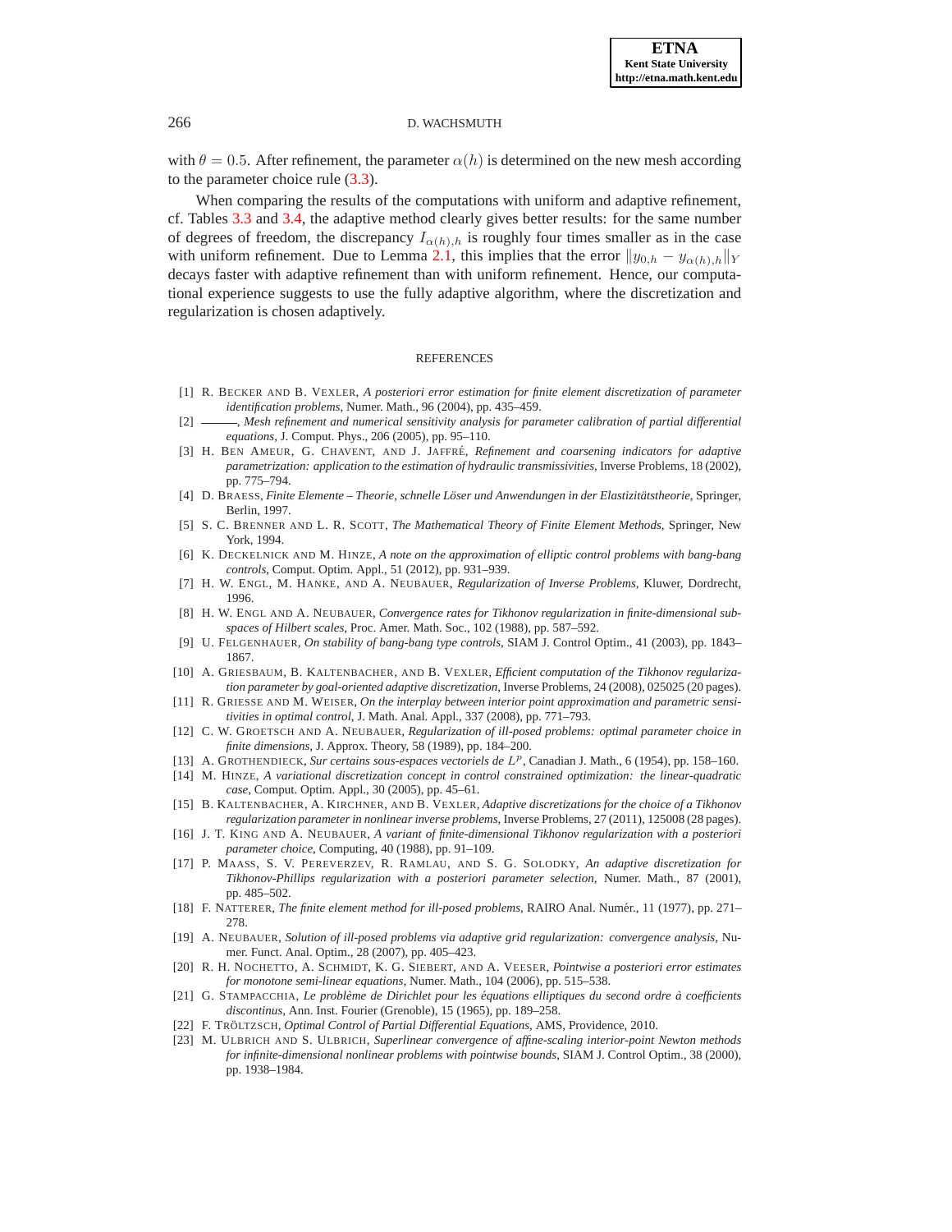with $\theta = 0.5$. After refinement, the parameter $\alpha(h)$ is determined on the new mesh according to the parameter choice rule (3.3).

When comparing the results of the computations with uniform and adaptive refinement, cf. Tables 3.3 and 3.4, the adaptive method clearly gives better results: for the same number of degrees of freedom, the discrepancy $I_{\alpha(h),h}$ is roughly four times smaller as in the case with uniform refinement. Due to Lemma 2.1, this implies that the error $\|y_{0,h} - y_{\alpha(h),h}\|_Y$ decays faster with adaptive refinement than with uniform refinement. Hence, our computational experience suggests to use the fully adaptive algorithm, where the discretization and regularization is chosen adaptively.

## REFERENCES

[1] R. Becker and B. Vexler, *A posteriori error estimation for finite element discretization of parameter identification problems*, Numer. Math., 96 (2004), pp. 435–459.

[2] ———, *Mesh refinement and numerical sensitivity analysis for parameter calibration of partial differential equations*, J. Comput. Phys., 206 (2005), pp. 95–110.

[3] H. Ben Ameur, G. Chavent, and J. Jaffré, *Refinement and coarsening indicators for adaptive parametrization: application to the estimation of hydraulic transmissivities*, Inverse Problems, 18 (2002), pp. 775–794.

[4] D. Braess, *Finite Elemente – Theorie, schnelle Löser und Anwendungen in der Elastizitätstheorie*, Springer, Berlin, 1997.

[5] S. C. Brenner and L. R. Scott, *The Mathematical Theory of Finite Element Methods*, Springer, New York, 1994.

[6] K. Deckelnick and M. Hinze, *A note on the approximation of elliptic control problems with bang-bang controls*, Comput. Optim. Appl., 51 (2012), pp. 931–939.

[7] H. W. Engl, M. Hanke, and A. Neubauer, *Regularization of Inverse Problems*, Kluwer, Dordrecht, 1996.

[8] H. W. Engl and A. Neubauer, *Convergence rates for Tikhonov regularization in finite-dimensional subspaces of Hilbert scales*, Proc. Amer. Math. Soc., 102 (1988), pp. 587–592.

[9] U. Felgenhauer, *On stability of bang-bang type controls*, SIAM J. Control Optim., 41 (2003), pp. 1843–1867.

[10] A. Griesbaum, B. Kaltenbacher, and B. Vexler, *Efficient computation of the Tikhonov regularization parameter by goal-oriented adaptive discretization*, Inverse Problems, 24 (2008), 025025 (20 pages).

[11] R. Griesse and M. Weiser, *On the interplay between interior point approximation and parametric sensitivities in optimal control*, J. Math. Anal. Appl., 337 (2008), pp. 771–793.

[12] C. W. Groetsch and A. Neubauer, *Regularization of ill-posed problems: optimal parameter choice in finite dimensions*, J. Approx. Theory, 58 (1989), pp. 184–200.

[13] A. Grothendieck, *Sur certains sous-espaces vectoriels de $L^p$*, Canadian J. Math., 6 (1954), pp. 158–160.

[14] M. Hinze, *A variational discretization concept in control constrained optimization: the linear-quadratic case*, Comput. Optim. Appl., 30 (2005), pp. 45–61.

[15] B. Kaltenbacher, A. Kirchner, and B. Vexler, *Adaptive discretizations for the choice of a Tikhonov regularization parameter in nonlinear inverse problems*, Inverse Problems, 27 (2011), 125008 (28 pages).

[16] J. T. King and A. Neubauer, *A variant of finite-dimensional Tikhonov regularization with a posteriori parameter choice*, Computing, 40 (1988), pp. 91–109.

[17] P. Maass, S. V. Pereverzev, R. Ramlau, and S. G. Solodky, *An adaptive discretization for Tikhonov-Phillips regularization with a posteriori parameter selection*, Numer. Math., 87 (2001), pp. 485–502.

[18] F. Natterer, *The finite element method for ill-posed problems*, RAIRO Anal. Numér., 11 (1977), pp. 271–278.

[19] A. Neubauer, *Solution of ill-posed problems via adaptive grid regularization: convergence analysis*, Numer. Funct. Anal. Optim., 28 (2007), pp. 405–423.

[20] R. H. Nochetto, A. Schmidt, K. G. Siebert, and A. Veeser, *Pointwise a posteriori error estimates for monotone semi-linear equations*, Numer. Math., 104 (2006), pp. 515–538.

[21] G. Stampacchia, *Le problème de Dirichlet pour les équations elliptiques du second ordre à coefficients discontinus*, Ann. Inst. Fourier (Grenoble), 15 (1965), pp. 189–258.

[22] F. Tröltzsch, *Optimal Control of Partial Differential Equations*, AMS, Providence, 2010.

[23] M. Ulbrich and S. Ulbrich, *Superlinear convergence of affine-scaling interior-point Newton methods for infinite-dimensional nonlinear problems with pointwise bounds*, SIAM J. Control Optim., 38 (2000), pp. 1938–1984.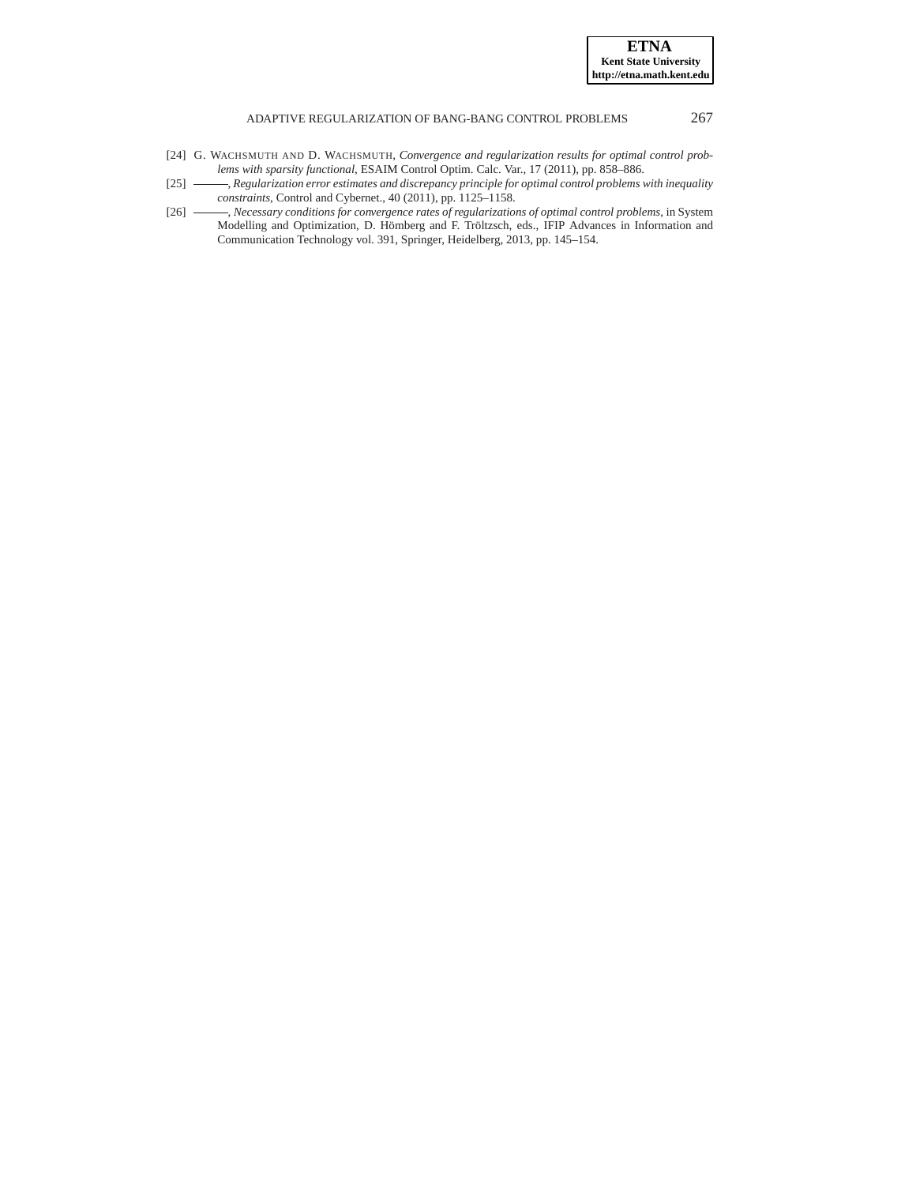[24] G. Wachsmuth and D. Wachsmuth, *Convergence and regularization results for optimal control problems with sparsity functional*, ESAIM Control Optim. Calc. Var., 17 (2011), pp. 858–886.

[25] ———, *Regularization error estimates and discrepancy principle for optimal control problems with inequality constraints*, Control and Cybernet., 40 (2011), pp. 1125–1158.

[26] ———, *Necessary conditions for convergence rates of regularizations of optimal control problems*, in System Modelling and Optimization, D. Hömberg and F. Tröltzsch, eds., IFIP Advances in Information and Communication Technology vol. 391, Springer, Heidelberg, 2013, pp. 145–154.